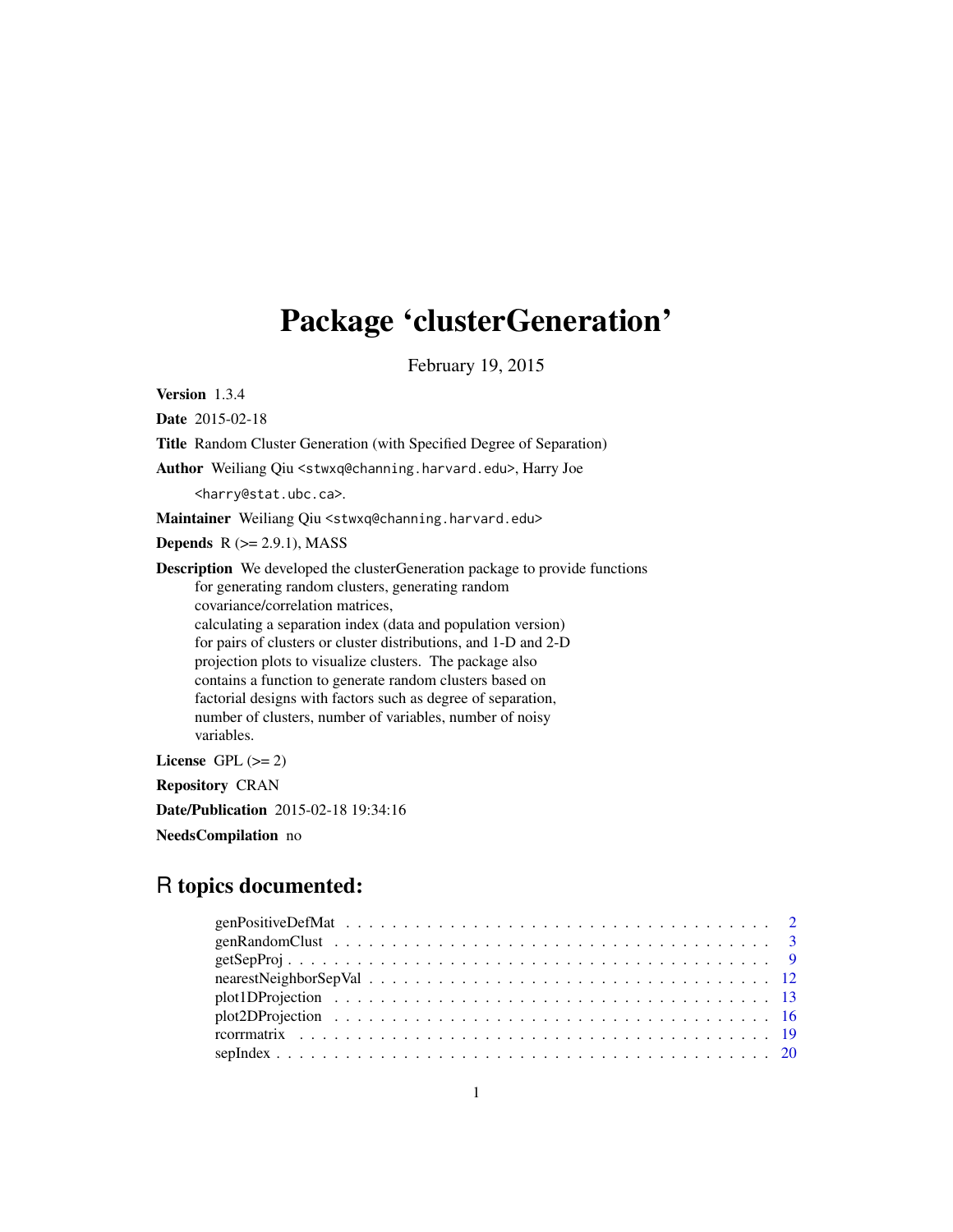# Package 'clusterGeneration'

February 19, 2015

**Version** 1.3.4

**Date** 2015-02-18

**Title** Random Cluster Generation (with Specified Degree of Separation)

**Author** Weiliang Qiu <stwxq@channing.harvard.edu>, Harry Joe <harry@stat.ubc.ca>.

**Maintainer** Weiliang Qiu <stwxq@channing.harvard.edu>

**Depends** R (>= 2.9.1), MASS

**Description** We developed the clusterGeneration package to provide functions for generating random clusters, generating random covariance/correlation matrices, calculating a separation index (data and population version) for pairs of clusters or cluster distributions, and 1-D and 2-D projection plots to visualize clusters. The package also contains a function to generate random clusters based on factorial designs with factors such as degree of separation, number of clusters, number of variables, number of noisy variables.

**License** GPL (>= 2)

**Repository** CRAN

**Date/Publication** 2015-02-18 19:34:16

**NeedsCompilation** no

## R topics documented:

- genPositiveDefMat . . . . . . . . . . . . . . . . . . . . . . . . . . . . . . . . . . . . 2
- genRandomClust . . . . . . . . . . . . . . . . . . . . . . . . . . . . . . . . . . . . 3
- getSepProj . . . . . . . . . . . . . . . . . . . . . . . . . . . . . . . . . . . . 9
- nearestNeighborSepVal . . . . . . . . . . . . . . . . . . . . . . . . . . . . . . . . . . . . 12
- plot1DProjection . . . . . . . . . . . . . . . . . . . . . . . . . . . . . . . . . . . . 13
- plot2DProjection . . . . . . . . . . . . . . . . . . . . . . . . . . . . . . . . . . . . 16
- rcorrmatrix . . . . . . . . . . . . . . . . . . . . . . . . . . . . . . . . . . . . 19
- sepIndex . . . . . . . . . . . . . . . . . . . . . . . . . . . . . . . . . . . . 20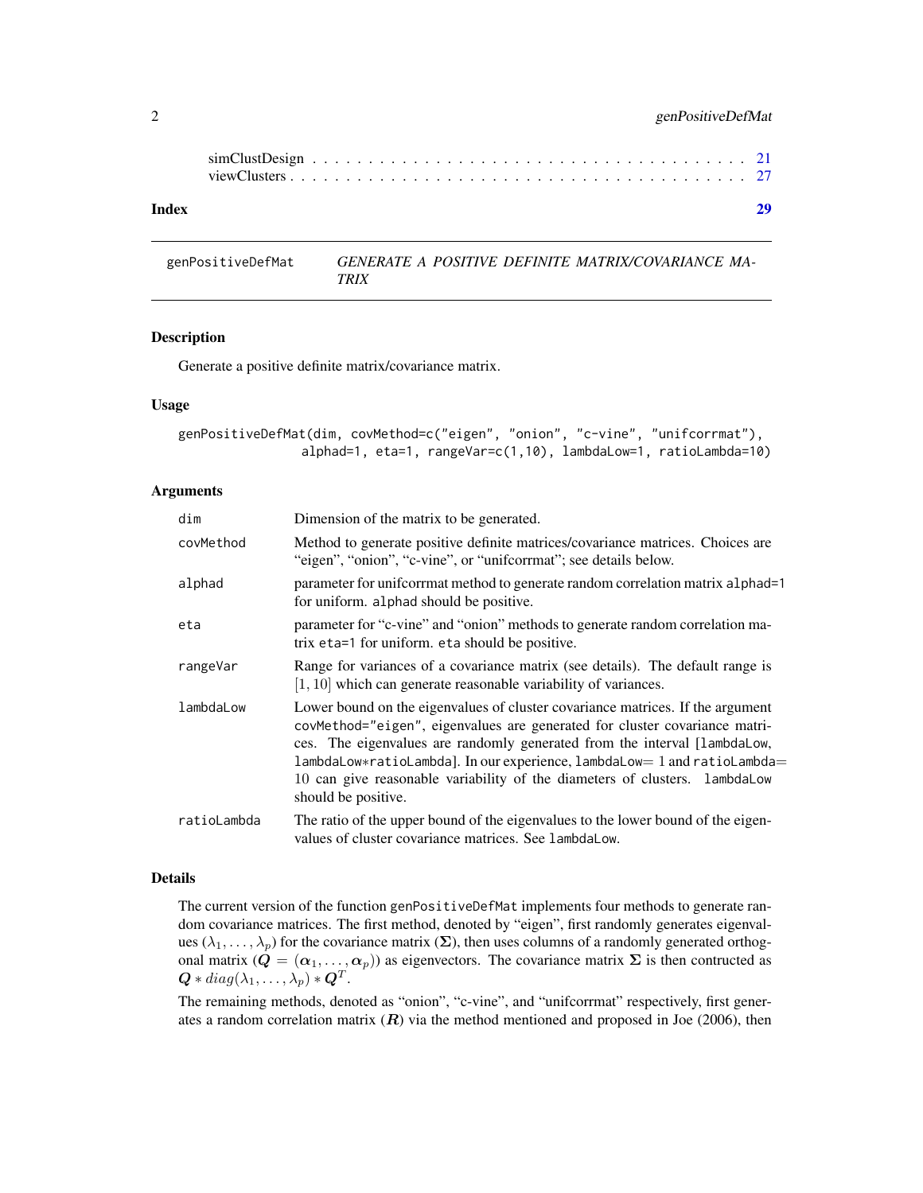simClustDesign . . . . . . . . . . . . . . . . . . . . . . . . . . . . . . . . . . . . . 21
viewClusters . . . . . . . . . . . . . . . . . . . . . . . . . . . . . . . . . . . . . . 27

**Index** **29**

---

## genPositiveDefMat — *GENERATE A POSITIVE DEFINITE MATRIX/COVARIANCE MATRIX*

### Description

Generate a positive definite matrix/covariance matrix.

### Usage

```
genPositiveDefMat(dim, covMethod=c("eigen", "onion", "c-vine", "unifcorrmat"),
                  alphad=1, eta=1, rangeVar=c(1,10), lambdaLow=1, ratioLambda=10)
```

### Arguments

| | |
|---|---|
| `dim` | Dimension of the matrix to be generated. |
| `covMethod` | Method to generate positive definite matrices/covariance matrices. Choices are "eigen", "onion", "c-vine", or "unifcorrmat"; see details below. |
| `alphad` | parameter for unifcorrmat method to generate random correlation matrix `alphad=1` for uniform. `alphad` should be positive. |
| `eta` | parameter for "c-vine" and "onion" methods to generate random correlation matrix `eta=1` for uniform. `eta` should be positive. |
| `rangeVar` | Range for variances of a covariance matrix (see details). The default range is $[1, 10]$ which can generate reasonable variability of variances. |
| `lambdaLow` | Lower bound on the eigenvalues of cluster covariance matrices. If the argument `covMethod="eigen"`, eigenvalues are generated for cluster covariance matrices. The eigenvalues are randomly generated from the interval [`lambdaLow`, `lambdaLow`*`ratioLambda`]. In our experience, `lambdaLow`$=1$ and `ratioLambda`$=10$ can give reasonable variability of the diameters of clusters. `lambdaLow` should be positive. |
| `ratioLambda` | The ratio of the upper bound of the eigenvalues to the lower bound of the eigenvalues of cluster covariance matrices. See `lambdaLow`. |

### Details

The current version of the function `genPositiveDefMat` implements four methods to generate random covariance matrices. The first method, denoted by "eigen", first randomly generates eigenvalues $(\lambda_1, \ldots, \lambda_p)$ for the covariance matrix $(\boldsymbol{\Sigma})$, then uses columns of a randomly generated orthogonal matrix $(\boldsymbol{Q} = (\boldsymbol{\alpha}_1, \ldots, \boldsymbol{\alpha}_p))$ as eigenvectors. The covariance matrix $\boldsymbol{\Sigma}$ is then contructed as $\boldsymbol{Q} * diag(\lambda_1, \ldots, \lambda_p) * \boldsymbol{Q}^T$.

The remaining methods, denoted as "onion", "c-vine", and "unifcorrmat" respectively, first generates a random correlation matrix $(\boldsymbol{R})$ via the method mentioned and proposed in Joe (2006), then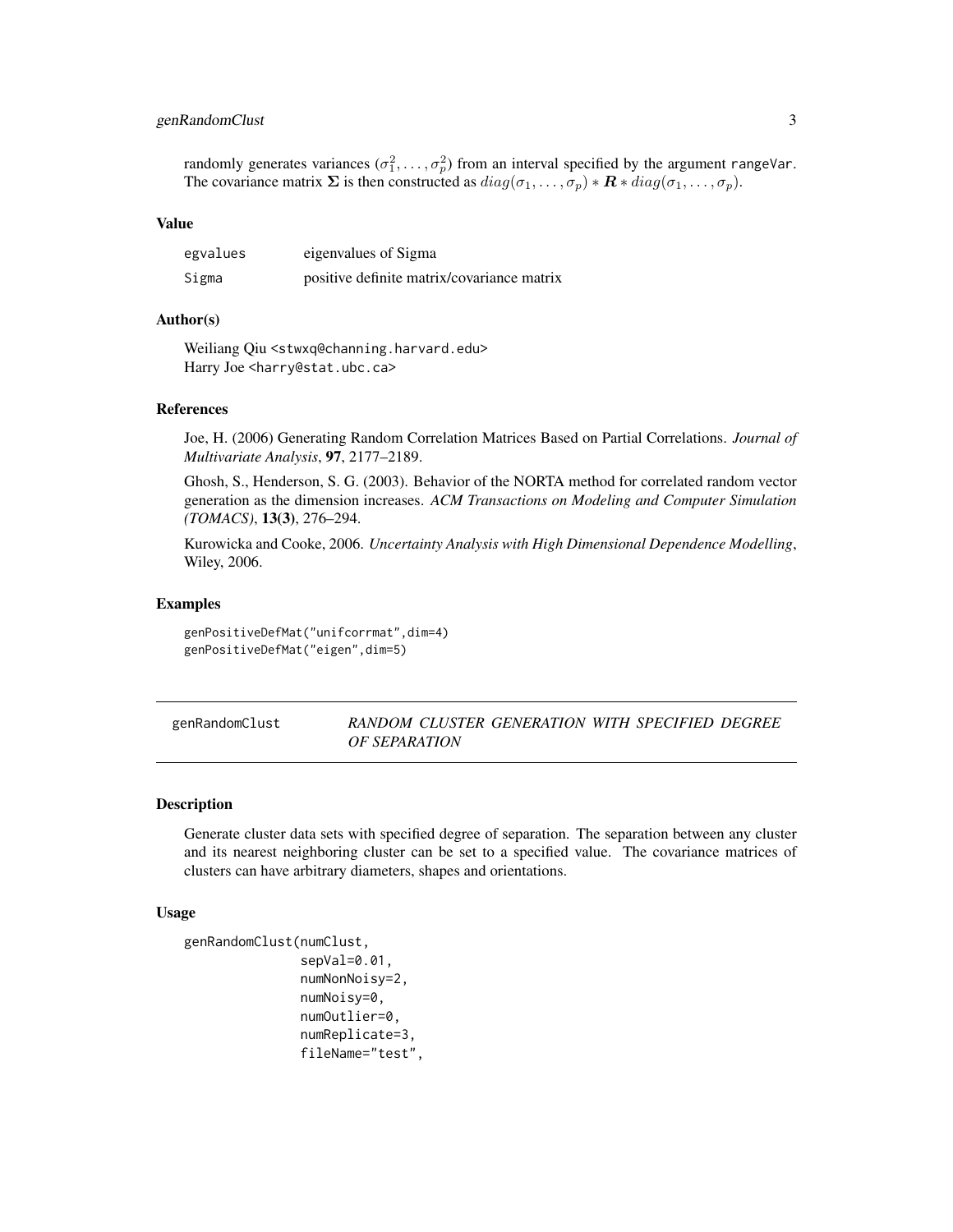randomly generates variances ($\sigma_1^2, \ldots, \sigma_p^2$) from an interval specified by the argument rangeVar. The covariance matrix $\boldsymbol{\Sigma}$ is then constructed as $diag(\sigma_1, \ldots, \sigma_p) * \boldsymbol{R} * diag(\sigma_1, \ldots, \sigma_p)$.

### Value

| | |
|---|---|
| egvalues | eigenvalues of Sigma |
| Sigma | positive definite matrix/covariance matrix |

### Author(s)

Weiliang Qiu <stwxq@channing.harvard.edu>
Harry Joe <harry@stat.ubc.ca>

### References

Joe, H. (2006) Generating Random Correlation Matrices Based on Partial Correlations. *Journal of Multivariate Analysis*, **97**, 2177–2189.

Ghosh, S., Henderson, S. G. (2003). Behavior of the NORTA method for correlated random vector generation as the dimension increases. *ACM Transactions on Modeling and Computer Simulation (TOMACS)*, **13(3)**, 276–294.

Kurowicka and Cooke, 2006. *Uncertainty Analysis with High Dimensional Dependence Modelling*, Wiley, 2006.

### Examples

```
genPositiveDefMat("unifcorrmat",dim=4)
genPositiveDefMat("eigen",dim=5)
```

---

## genRandomClust — *RANDOM CLUSTER GENERATION WITH SPECIFIED DEGREE OF SEPARATION*

### Description

Generate cluster data sets with specified degree of separation. The separation between any cluster and its nearest neighboring cluster can be set to a specified value. The covariance matrices of clusters can have arbitrary diameters, shapes and orientations.

### Usage

```
genRandomClust(numClust,
               sepVal=0.01,
               numNonNoisy=2,
               numNoisy=0,
               numOutlier=0,
               numReplicate=3,
               fileName="test",
```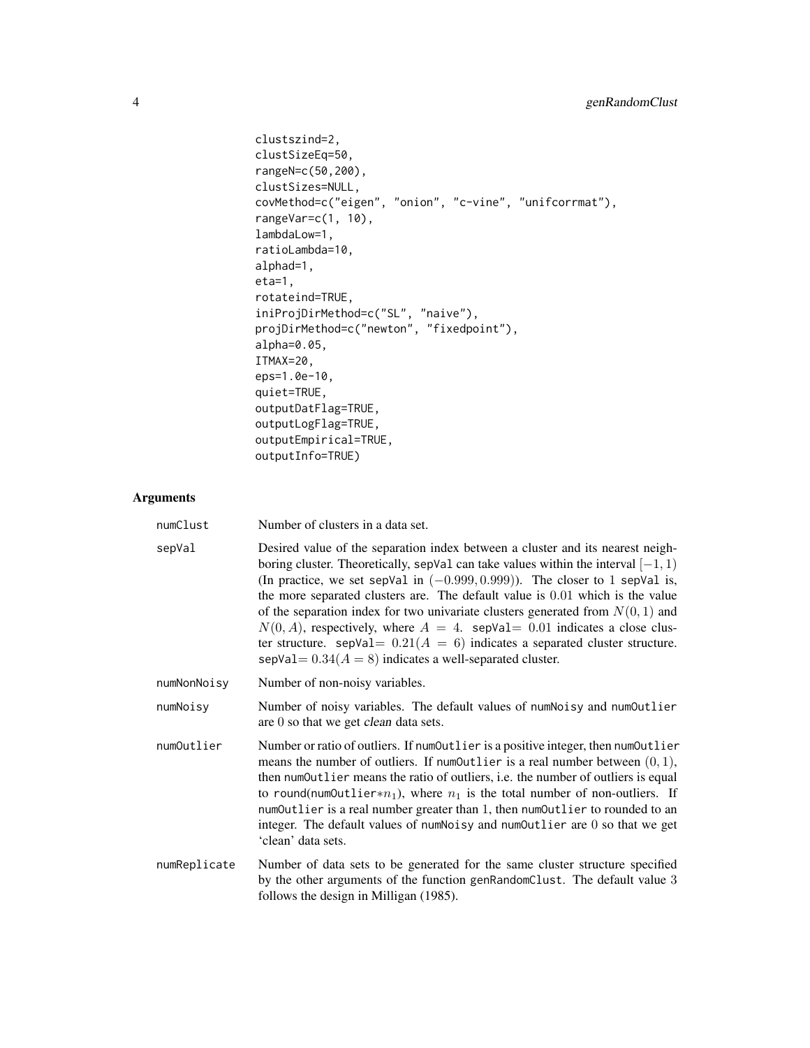```
clustszind=2,
clustSizeEq=50,
rangeN=c(50,200),
clustSizes=NULL,
covMethod=c("eigen", "onion", "c-vine", "unifcorrmat"),
rangeVar=c(1, 10),
lambdaLow=1,
ratioLambda=10,
alphad=1,
eta=1,
rotateind=TRUE,
iniProjDirMethod=c("SL", "naive"),
projDirMethod=c("newton", "fixedpoint"),
alpha=0.05,
ITMAX=20,
eps=1.0e-10,
quiet=TRUE,
outputDatFlag=TRUE,
outputLogFlag=TRUE,
outputEmpirical=TRUE,
outputInfo=TRUE)
```

## Arguments

**numClust** Number of clusters in a data set.

**sepVal** Desired value of the separation index between a cluster and its nearest neighboring cluster. Theoretically, sepVal can take values within the interval $[-1, 1)$ (In practice, we set sepVal in $(-0.999, 0.999)$). The closer to 1 sepVal is, the more separated clusters are. The default value is $0.01$ which is the value of the separation index for two univariate clusters generated from $N(0, 1)$ and $N(0, A)$, respectively, where $A = 4$. sepVal$= 0.01$ indicates a close cluster structure. sepVal$= 0.21 (A = 6)$ indicates a separated cluster structure. sepVal$= 0.34 (A = 8)$ indicates a well-separated cluster.

**numNonNoisy** Number of non-noisy variables.

**numNoisy** Number of noisy variables. The default values of numNoisy and numOutlier are 0 so that we get *clean* data sets.

**numOutlier** Number or ratio of outliers. If numOutlier is a positive integer, then numOutlier means the number of outliers. If numOutlier is a real number between $(0, 1)$, then numOutlier means the ratio of outliers, i.e. the number of outliers is equal to round(numOutlier$*n_1$), where $n_1$ is the total number of non-outliers. If numOutlier is a real number greater than 1, then numOutlier to rounded to an integer. The default values of numNoisy and numOutlier are 0 so that we get 'clean' data sets.

**numReplicate** Number of data sets to be generated for the same cluster structure specified by the other arguments of the function genRandomClust. The default value 3 follows the design in Milligan (1985).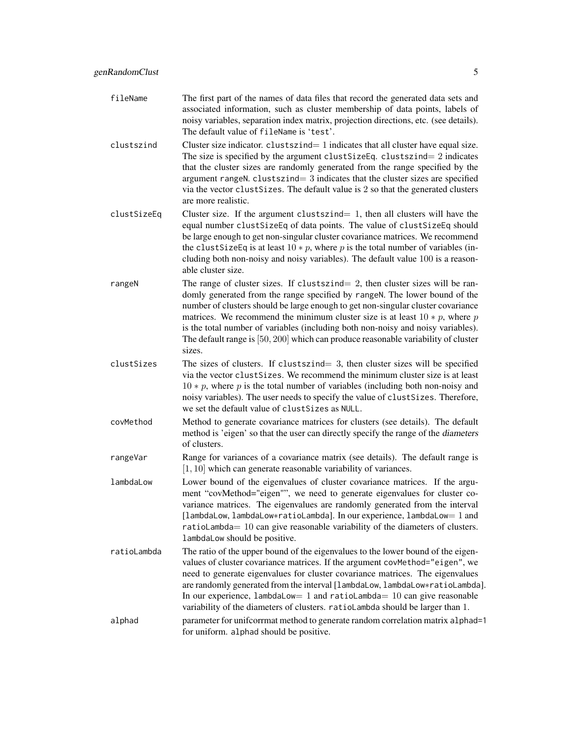`fileName` The first part of the names of data files that record the generated data sets and associated information, such as cluster membership of data points, labels of noisy variables, separation index matrix, projection directions, etc. (see details). The default value of `fileName` is ‘`test`’.

`clustszind` Cluster size indicator. `clustszind`= 1 indicates that all cluster have equal size. The size is specified by the argument `clustSizeEq`. `clustszind`= 2 indicates that the cluster sizes are randomly generated from the range specified by the argument `rangeN`. `clustszind`= 3 indicates that the cluster sizes are specified via the vector `clustSizes`. The default value is 2 so that the generated clusters are more realistic.

`clustSizeEq` Cluster size. If the argument `clustszind`= 1, then all clusters will have the equal number `clustSizeEq` of data points. The value of `clustSizeEq` should be large enough to get non-singular cluster covariance matrices. We recommend the `clustSizeEq` is at least $10 * p$, where $p$ is the total number of variables (including both non-noisy and noisy variables). The default value 100 is a reasonable cluster size.

`rangeN` The range of cluster sizes. If `clustszind`= 2, then cluster sizes will be randomly generated from the range specified by `rangeN`. The lower bound of the number of clusters should be large enough to get non-singular cluster covariance matrices. We recommend the minimum cluster size is at least $10 * p$, where $p$ is the total number of variables (including both non-noisy and noisy variables). The default range is $[50, 200]$ which can produce reasonable variability of cluster sizes.

`clustSizes` The sizes of clusters. If `clustszind`= 3, then cluster sizes will be specified via the vector `clustSizes`. We recommend the minimum cluster size is at least $10 * p$, where $p$ is the total number of variables (including both non-noisy and noisy variables). The user needs to specify the value of `clustSizes`. Therefore, we set the default value of `clustSizes` as `NULL`.

`covMethod` Method to generate covariance matrices for clusters (see details). The default method is 'eigen' so that the user can directly specify the range of the *diameters* of clusters.

`rangeVar` Range for variances of a covariance matrix (see details). The default range is $[1, 10]$ which can generate reasonable variability of variances.

`lambdaLow` Lower bound of the eigenvalues of cluster covariance matrices. If the argument “covMethod="eigen"”, we need to generate eigenvalues for cluster covariance matrices. The eigenvalues are randomly generated from the interval [`lambdaLow`, `lambdaLow*ratioLambda`]. In our experience, `lambdaLow`= 1 and `ratioLambda`= 10 can give reasonable variability of the diameters of clusters. `lambdaLow` should be positive.

`ratioLambda` The ratio of the upper bound of the eigenvalues to the lower bound of the eigenvalues of cluster covariance matrices. If the argument `covMethod="eigen"`, we need to generate eigenvalues for cluster covariance matrices. The eigenvalues are randomly generated from the interval [`lambdaLow`, `lambdaLow*ratioLambda`]. In our experience, `lambdaLow`= 1 and `ratioLambda`= 10 can give reasonable variability of the diameters of clusters. `ratioLambda` should be larger than 1.

`alphad` parameter for unifcorrmat method to generate random correlation matrix `alphad=1` for uniform. `alphad` should be positive.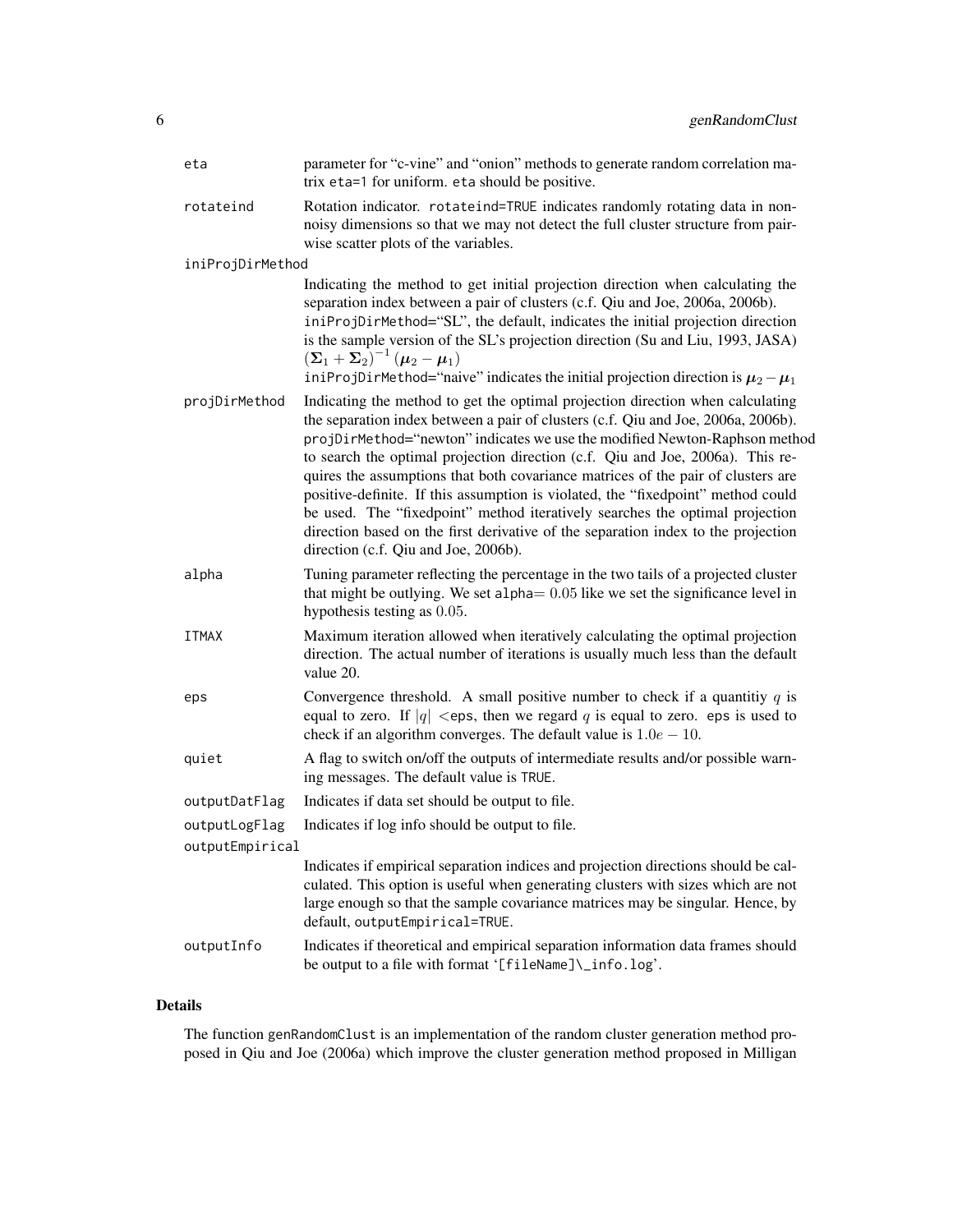`eta`
: parameter for "c-vine" and "onion" methods to generate random correlation matrix `eta=1` for uniform. `eta` should be positive.

`rotateind`
: Rotation indicator. `rotateind=TRUE` indicates randomly rotating data in non-noisy dimensions so that we may not detect the full cluster structure from pair-wise scatter plots of the variables.

`iniProjDirMethod`
: Indicating the method to get initial projection direction when calculating the separation index between a pair of clusters (c.f. Qiu and Joe, 2006a, 2006b).
`iniProjDirMethod`="SL", the default, indicates the initial projection direction is the sample version of the SL's projection direction (Su and Liu, 1993, JASA) $(\boldsymbol{\Sigma}_1 + \boldsymbol{\Sigma}_2)^{-1} (\boldsymbol{\mu}_2 - \boldsymbol{\mu}_1)$
`iniProjDirMethod`="naive" indicates the initial projection direction is $\boldsymbol{\mu}_2 - \boldsymbol{\mu}_1$

`projDirMethod`
: Indicating the method to get the optimal projection direction when calculating the separation index between a pair of clusters (c.f. Qiu and Joe, 2006a, 2006b). `projDirMethod`="newton" indicates we use the modified Newton-Raphson method to search the optimal projection direction (c.f. Qiu and Joe, 2006a). This requires the assumptions that both covariance matrices of the pair of clusters are positive-definite. If this assumption is violated, the "fixedpoint" method could be used. The "fixedpoint" method iteratively searches the optimal projection direction based on the first derivative of the separation index to the projection direction (c.f. Qiu and Joe, 2006b).

`alpha`
: Tuning parameter reflecting the percentage in the two tails of a projected cluster that might be outlying. We set `alpha`$= 0.05$ like we set the significance level in hypothesis testing as $0.05$.

`ITMAX`
: Maximum iteration allowed when iteratively calculating the optimal projection direction. The actual number of iterations is usually much less than the default value 20.

`eps`
: Convergence threshold. A small positive number to check if a quantitiy $q$ is equal to zero. If $|q|$ <`eps`, then we regard $q$ is equal to zero. `eps` is used to check if an algorithm converges. The default value is $1.0e-10$.

`quiet`
: A flag to switch on/off the outputs of intermediate results and/or possible warning messages. The default value is `TRUE`.

`outputDatFlag`
: Indicates if data set should be output to file.

`outputLogFlag`
: Indicates if log info should be output to file.

`outputEmpirical`
: Indicates if empirical separation indices and projection directions should be calculated. This option is useful when generating clusters with sizes which are not large enough so that the sample covariance matrices may be singular. Hence, by default, `outputEmpirical=TRUE`.

`outputInfo`
: Indicates if theoretical and empirical separation information data frames should be output to a file with format '`[fileName]\_info.log`'.

## Details

The function genRandomClust is an implementation of the random cluster generation method proposed in Qiu and Joe (2006a) which improve the cluster generation method proposed in Milligan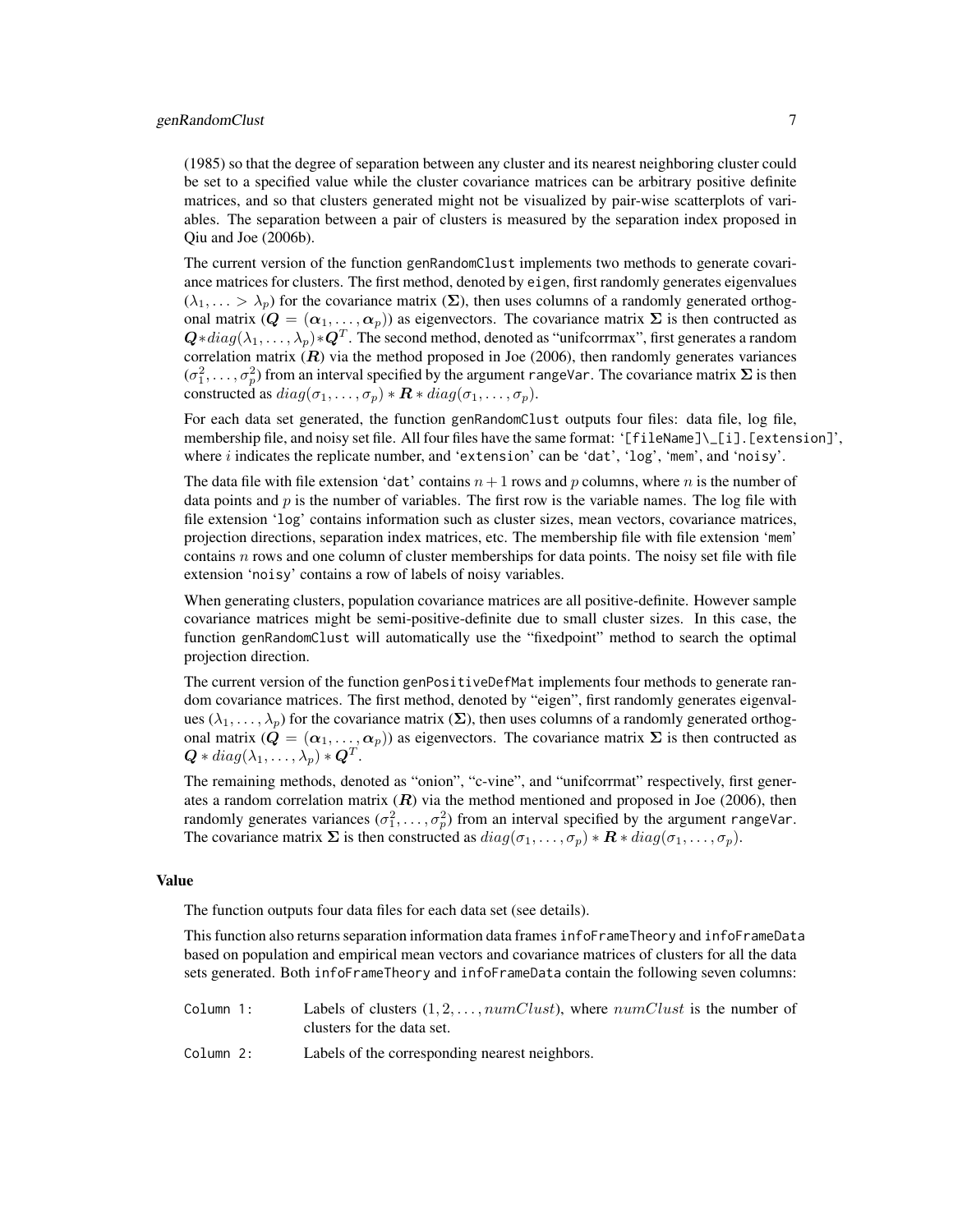(1985) so that the degree of separation between any cluster and its nearest neighboring cluster could be set to a specified value while the cluster covariance matrices can be arbitrary positive definite matrices, and so that clusters generated might not be visualized by pair-wise scatterplots of variables. The separation between a pair of clusters is measured by the separation index proposed in Qiu and Joe (2006b).

The current version of the function `genRandomClust` implements two methods to generate covariance matrices for clusters. The first method, denoted by `eigen`, first randomly generates eigenvalues $(\lambda_1, \ldots > \lambda_p)$ for the covariance matrix $(\mathbf{\Sigma})$, then uses columns of a randomly generated orthogonal matrix $(\mathbf{Q} = (\boldsymbol{\alpha}_1, \ldots, \boldsymbol{\alpha}_p))$ as eigenvectors. The covariance matrix $\mathbf{\Sigma}$ is then contructed as $\mathbf{Q} * diag(\lambda_1, \ldots, \lambda_p) * \mathbf{Q}^T$. The second method, denoted as "unifcorrmax", first generates a random correlation matrix $(\mathbf{R})$ via the method proposed in Joe (2006), then randomly generates variances $(\sigma_1^2, \ldots, \sigma_p^2)$ from an interval specified by the argument `rangeVar`. The covariance matrix $\mathbf{\Sigma}$ is then constructed as $diag(\sigma_1, \ldots, \sigma_p) * \mathbf{R} * diag(\sigma_1, \ldots, \sigma_p)$.

For each data set generated, the function `genRandomClust` outputs four files: data file, log file, membership file, and noisy set file. All four files have the same format: '`[fileName]\_[i].[extension]`', where $i$ indicates the replicate number, and '`extension`' can be '`dat`', '`log`', '`mem`', and '`noisy`'.

The data file with file extension '`dat`' contains $n + 1$ rows and $p$ columns, where $n$ is the number of data points and $p$ is the number of variables. The first row is the variable names. The log file with file extension '`log`' contains information such as cluster sizes, mean vectors, covariance matrices, projection directions, separation index matrices, etc. The membership file with file extension '`mem`' contains $n$ rows and one column of cluster memberships for data points. The noisy set file with file extension '`noisy`' contains a row of labels of noisy variables.

When generating clusters, population covariance matrices are all positive-definite. However sample covariance matrices might be semi-positive-definite due to small cluster sizes. In this case, the function `genRandomClust` will automatically use the "fixedpoint" method to search the optimal projection direction.

The current version of the function `genPositiveDefMat` implements four methods to generate random covariance matrices. The first method, denoted by "eigen", first randomly generates eigenvalues $(\lambda_1, \ldots, \lambda_p)$ for the covariance matrix $(\mathbf{\Sigma})$, then uses columns of a randomly generated orthogonal matrix $(\mathbf{Q} = (\boldsymbol{\alpha}_1, \ldots, \boldsymbol{\alpha}_p))$ as eigenvectors. The covariance matrix $\mathbf{\Sigma}$ is then contructed as $\mathbf{Q} * diag(\lambda_1, \ldots, \lambda_p) * \mathbf{Q}^T$.

The remaining methods, denoted as "onion", "c-vine", and "unifcorrmat" respectively, first generates a random correlation matrix $(\mathbf{R})$ via the method mentioned and proposed in Joe (2006), then randomly generates variances $(\sigma_1^2, \ldots, \sigma_p^2)$ from an interval specified by the argument `rangeVar`. The covariance matrix $\mathbf{\Sigma}$ is then constructed as $diag(\sigma_1, \ldots, \sigma_p) * \mathbf{R} * diag(\sigma_1, \ldots, \sigma_p)$.

## Value

The function outputs four data files for each data set (see details).

This function also returns separation information data frames `infoFrameTheory` and `infoFrameData` based on population and empirical mean vectors and covariance matrices of clusters for all the data sets generated. Both `infoFrameTheory` and `infoFrameData` contain the following seven columns:

- `Column 1:` Labels of clusters $(1, 2, \ldots, numClust)$, where $numClust$ is the number of clusters for the data set.
- `Column 2:` Labels of the corresponding nearest neighbors.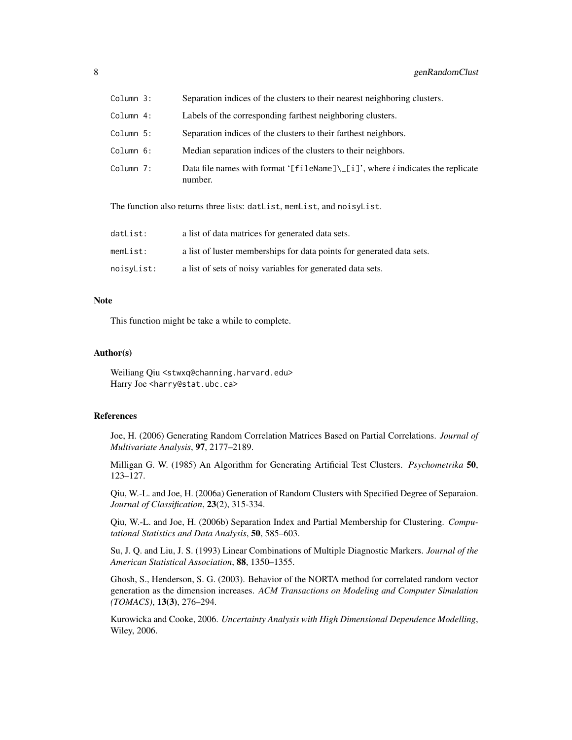| | |
|---|---|
| `Column 3:` | Separation indices of the clusters to their nearest neighboring clusters. |
| `Column 4:` | Labels of the corresponding farthest neighboring clusters. |
| `Column 5:` | Separation indices of the clusters to their farthest neighbors. |
| `Column 6:` | Median separation indices of the clusters to their neighbors. |
| `Column 7:` | Data file names with format '`[fileName]\_[i]`', where $i$ indicates the replicate number. |

The function also returns three lists: `datList`, `memList`, and `noisyList`.

| | |
|---|---|
| `datList:` | a list of data matrices for generated data sets. |
| `memList:` | a list of luster memberships for data points for generated data sets. |
| `noisyList:` | a list of sets of noisy variables for generated data sets. |

## Note

This function might be take a while to complete.

## Author(s)

Weiliang Qiu <stwxq@channing.harvard.edu>
Harry Joe <harry@stat.ubc.ca>

## References

Joe, H. (2006) Generating Random Correlation Matrices Based on Partial Correlations. *Journal of Multivariate Analysis*, **97**, 2177–2189.

Milligan G. W. (1985) An Algorithm for Generating Artificial Test Clusters. *Psychometrika* **50**, 123–127.

Qiu, W.-L. and Joe, H. (2006a) Generation of Random Clusters with Specified Degree of Separaion. *Journal of Classification*, **23**(2), 315-334.

Qiu, W.-L. and Joe, H. (2006b) Separation Index and Partial Membership for Clustering. *Computational Statistics and Data Analysis*, **50**, 585–603.

Su, J. Q. and Liu, J. S. (1993) Linear Combinations of Multiple Diagnostic Markers. *Journal of the American Statistical Association*, **88**, 1350–1355.

Ghosh, S., Henderson, S. G. (2003). Behavior of the NORTA method for correlated random vector generation as the dimension increases. *ACM Transactions on Modeling and Computer Simulation (TOMACS)*, **13(3)**, 276–294.

Kurowicka and Cooke, 2006. *Uncertainty Analysis with High Dimensional Dependence Modelling*, Wiley, 2006.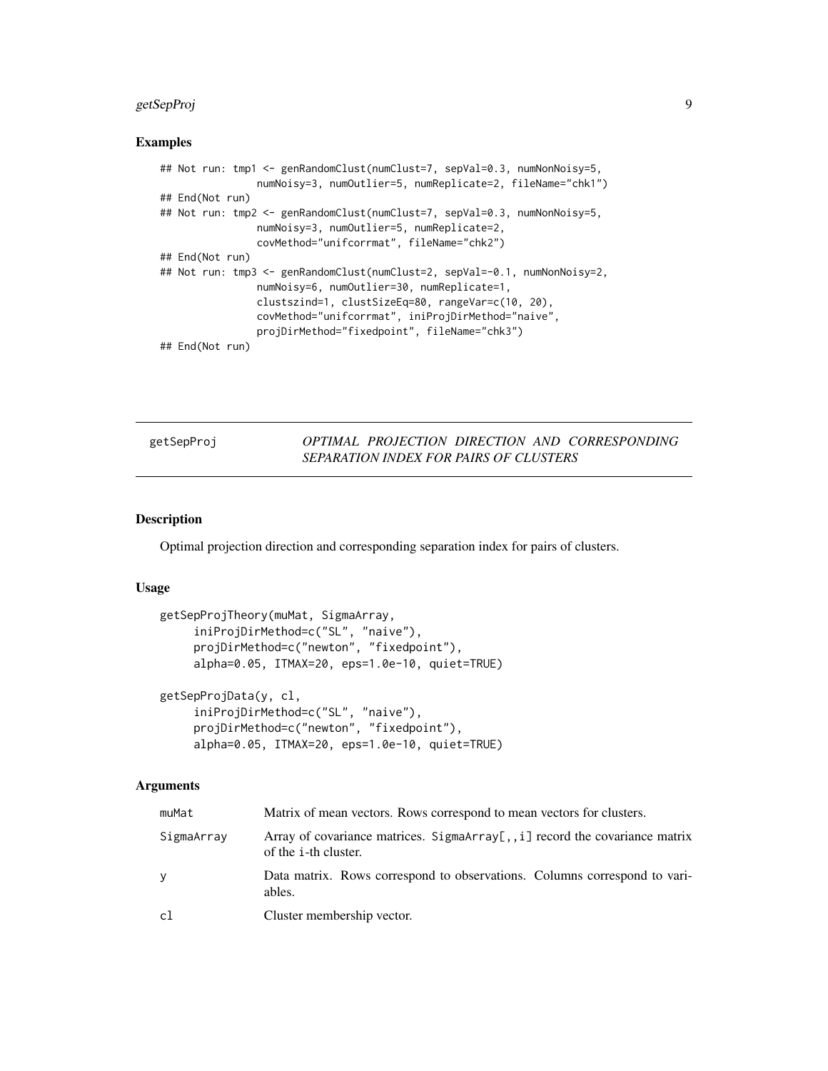## Examples

```
## Not run: tmp1 <- genRandomClust(numClust=7, sepVal=0.3, numNonNoisy=5,
                numNoisy=3, numOutlier=5, numReplicate=2, fileName="chk1")
## End(Not run)
## Not run: tmp2 <- genRandomClust(numClust=7, sepVal=0.3, numNonNoisy=5,
                numNoisy=3, numOutlier=5, numReplicate=2,
                covMethod="unifcorrmat", fileName="chk2")
## End(Not run)
## Not run: tmp3 <- genRandomClust(numClust=2, sepVal=-0.1, numNonNoisy=2,
                numNoisy=6, numOutlier=30, numReplicate=1,
                clustszind=1, clustSizeEq=80, rangeVar=c(10, 20),
                covMethod="unifcorrmat", iniProjDirMethod="naive",
                projDirMethod="fixedpoint", fileName="chk3")
## End(Not run)
```

---

# getSepProj — *OPTIMAL PROJECTION DIRECTION AND CORRESPONDING SEPARATION INDEX FOR PAIRS OF CLUSTERS*

---

## Description

Optimal projection direction and corresponding separation index for pairs of clusters.

## Usage

```
getSepProjTheory(muMat, SigmaArray,
     iniProjDirMethod=c("SL", "naive"),
     projDirMethod=c("newton", "fixedpoint"),
     alpha=0.05, ITMAX=20, eps=1.0e-10, quiet=TRUE)

getSepProjData(y, cl,
     iniProjDirMethod=c("SL", "naive"),
     projDirMethod=c("newton", "fixedpoint"),
     alpha=0.05, ITMAX=20, eps=1.0e-10, quiet=TRUE)
```

## Arguments

| | |
|---|---|
| `muMat` | Matrix of mean vectors. Rows correspond to mean vectors for clusters. |
| `SigmaArray` | Array of covariance matrices. `SigmaArray[,,i]` record the covariance matrix of the `i`-th cluster. |
| `y` | Data matrix. Rows correspond to observations. Columns correspond to variables. |
| `cl` | Cluster membership vector. |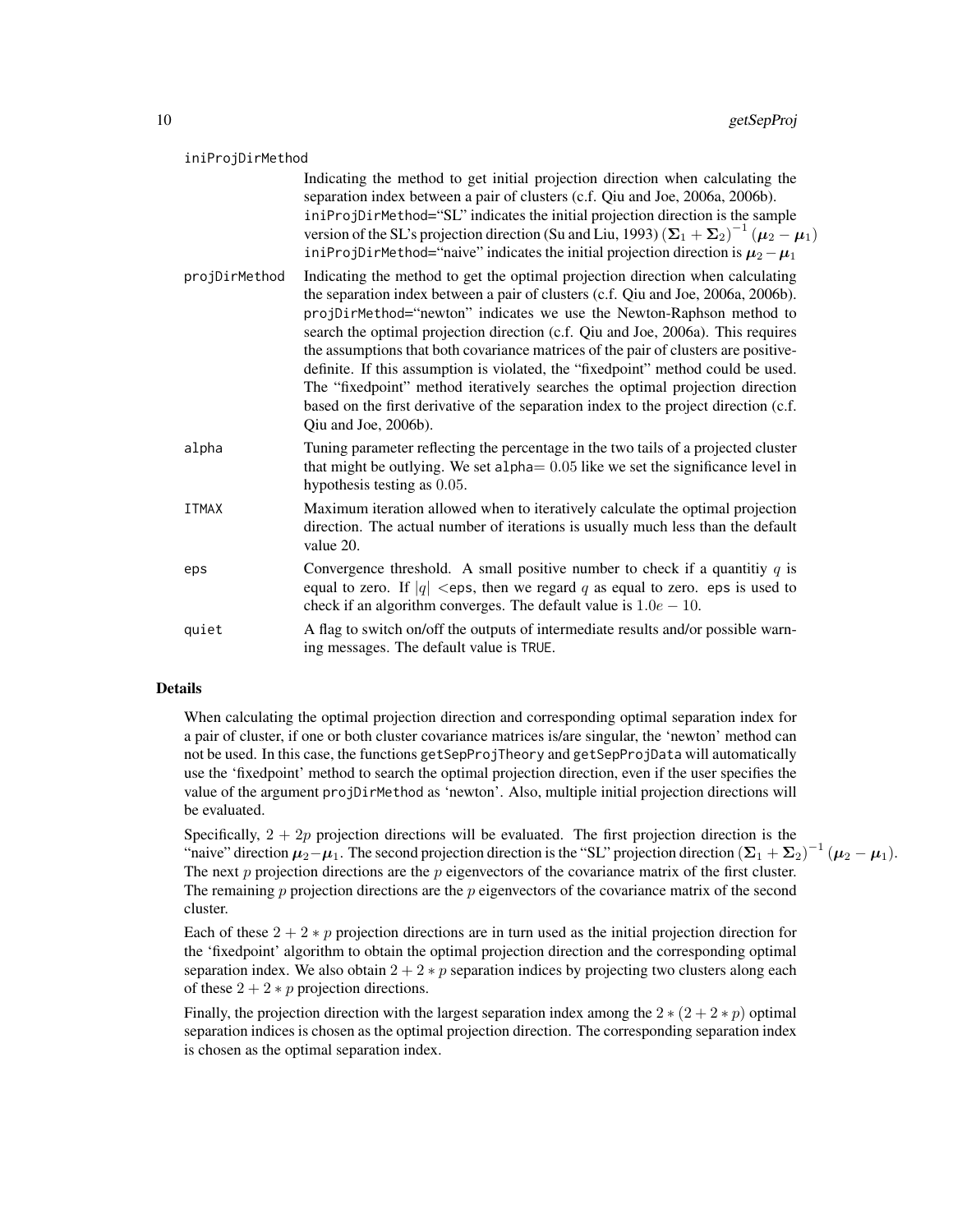iniProjDirMethod
: Indicating the method to get initial projection direction when calculating the separation index between a pair of clusters (c.f. Qiu and Joe, 2006a, 2006b). `iniProjDirMethod`="SL" indicates the initial projection direction is the sample version of the SL's projection direction (Su and Liu, 1993) $(\boldsymbol{\Sigma}_1 + \boldsymbol{\Sigma}_2)^{-1} (\boldsymbol{\mu}_2 - \boldsymbol{\mu}_1)$ `iniProjDirMethod`="naive" indicates the initial projection direction is $\boldsymbol{\mu}_2 - \boldsymbol{\mu}_1$

projDirMethod
: Indicating the method to get the optimal projection direction when calculating the separation index between a pair of clusters (c.f. Qiu and Joe, 2006a, 2006b). `projDirMethod`="newton" indicates we use the Newton-Raphson method to search the optimal projection direction (c.f. Qiu and Joe, 2006a). This requires the assumptions that both covariance matrices of the pair of clusters are positive-definite. If this assumption is violated, the "fixedpoint" method could be used. The "fixedpoint" method iteratively searches the optimal projection direction based on the first derivative of the separation index to the project direction (c.f. Qiu and Joe, 2006b).

alpha
: Tuning parameter reflecting the percentage in the two tails of a projected cluster that might be outlying. We set `alpha`$= 0.05$ like we set the significance level in hypothesis testing as $0.05$.

ITMAX
: Maximum iteration allowed when to iteratively calculate the optimal projection direction. The actual number of iterations is usually much less than the default value 20.

eps
: Convergence threshold. A small positive number to check if a quantitiy $q$ is equal to zero. If $|q| <$`eps`, then we regard $q$ as equal to zero. `eps` is used to check if an algorithm converges. The default value is $1.0e-10$.

quiet
: A flag to switch on/off the outputs of intermediate results and/or possible warning messages. The default value is `TRUE`.

## Details

When calculating the optimal projection direction and corresponding optimal separation index for a pair of cluster, if one or both cluster covariance matrices is/are singular, the 'newton' method can not be used. In this case, the functions `getSepProjTheory` and `getSepProjData` will automatically use the 'fixedpoint' method to search the optimal projection direction, even if the user specifies the value of the argument `projDirMethod` as 'newton'. Also, multiple initial projection directions will be evaluated.

Specifically, $2 + 2p$ projection directions will be evaluated. The first projection direction is the "naive" direction $\boldsymbol{\mu}_2 - \boldsymbol{\mu}_1$. The second projection direction is the "SL" projection direction $(\boldsymbol{\Sigma}_1 + \boldsymbol{\Sigma}_2)^{-1} (\boldsymbol{\mu}_2 - \boldsymbol{\mu}_1)$. The next $p$ projection directions are the $p$ eigenvectors of the covariance matrix of the first cluster. The remaining $p$ projection directions are the $p$ eigenvectors of the covariance matrix of the second cluster.

Each of these $2 + 2 * p$ projection directions are in turn used as the initial projection direction for the 'fixedpoint' algorithm to obtain the optimal projection direction and the corresponding optimal separation index. We also obtain $2 + 2 * p$ separation indices by projecting two clusters along each of these $2 + 2 * p$ projection directions.

Finally, the projection direction with the largest separation index among the $2 * (2 + 2 * p)$ optimal separation indices is chosen as the optimal projection direction. The corresponding separation index is chosen as the optimal separation index.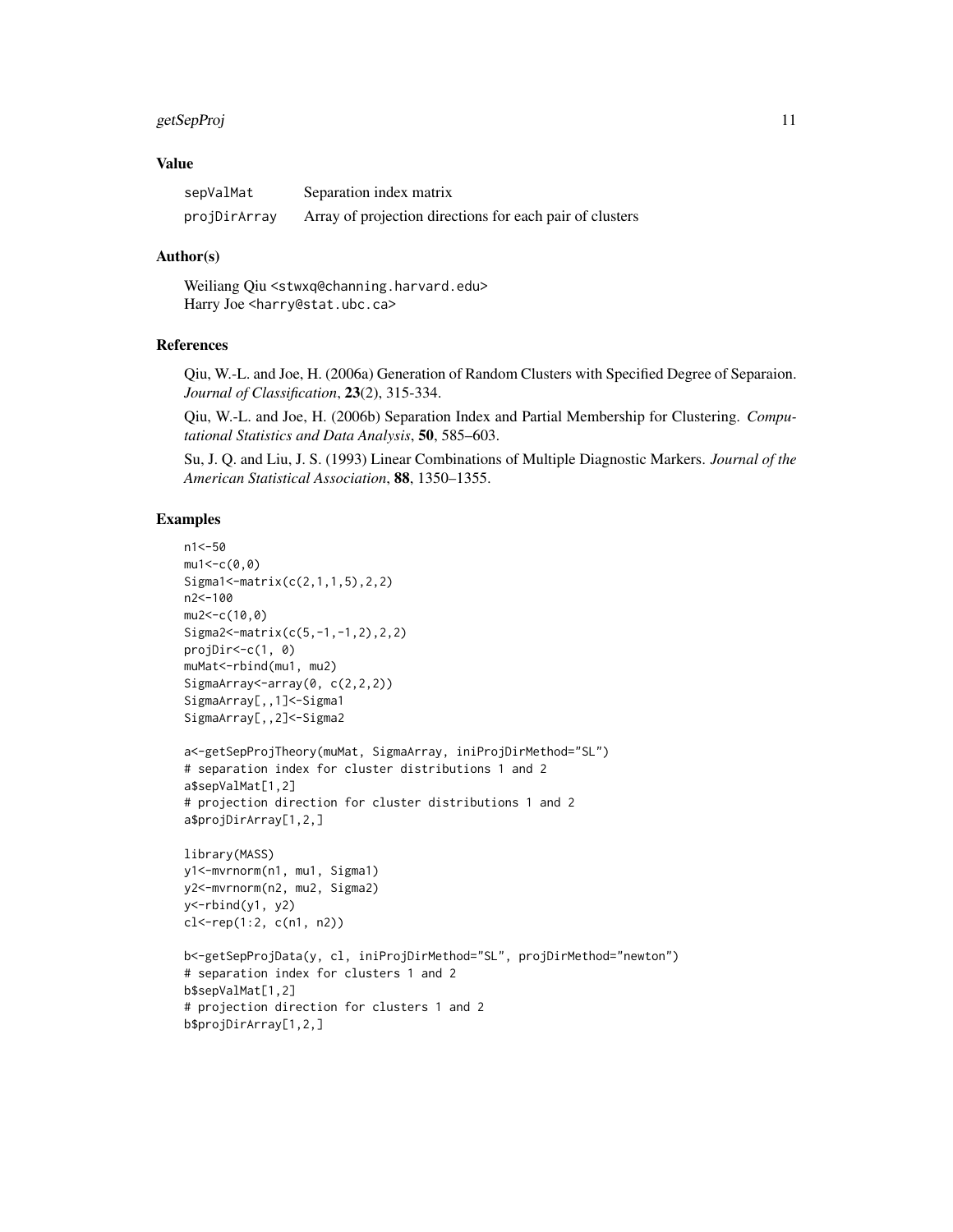## Value

| | |
|---|---|
| sepValMat | Separation index matrix |
| projDirArray | Array of projection directions for each pair of clusters |

## Author(s)

Weiliang Qiu <stwxq@channing.harvard.edu>
Harry Joe <harry@stat.ubc.ca>

## References

Qiu, W.-L. and Joe, H. (2006a) Generation of Random Clusters with Specified Degree of Separaion. *Journal of Classification*, **23**(2), 315-334.

Qiu, W.-L. and Joe, H. (2006b) Separation Index and Partial Membership for Clustering. *Computational Statistics and Data Analysis*, **50**, 585–603.

Su, J. Q. and Liu, J. S. (1993) Linear Combinations of Multiple Diagnostic Markers. *Journal of the American Statistical Association*, **88**, 1350–1355.

## Examples

```
n1<-50
mu1<-c(0,0)
Sigma1<-matrix(c(2,1,1,5),2,2)
n2<-100
mu2<-c(10,0)
Sigma2<-matrix(c(5,-1,-1,2),2,2)
projDir<-c(1, 0)
muMat<-rbind(mu1, mu2)
SigmaArray<-array(0, c(2,2,2))
SigmaArray[,,1]<-Sigma1
SigmaArray[,,2]<-Sigma2

a<-getSepProjTheory(muMat, SigmaArray, iniProjDirMethod="SL")
# separation index for cluster distributions 1 and 2
a$sepValMat[1,2]
# projection direction for cluster distributions 1 and 2
a$projDirArray[1,2,]

library(MASS)
y1<-mvrnorm(n1, mu1, Sigma1)
y2<-mvrnorm(n2, mu2, Sigma2)
y<-rbind(y1, y2)
cl<-rep(1:2, c(n1, n2))

b<-getSepProjData(y, cl, iniProjDirMethod="SL", projDirMethod="newton")
# separation index for clusters 1 and 2
b$sepValMat[1,2]
# projection direction for clusters 1 and 2
b$projDirArray[1,2,]
```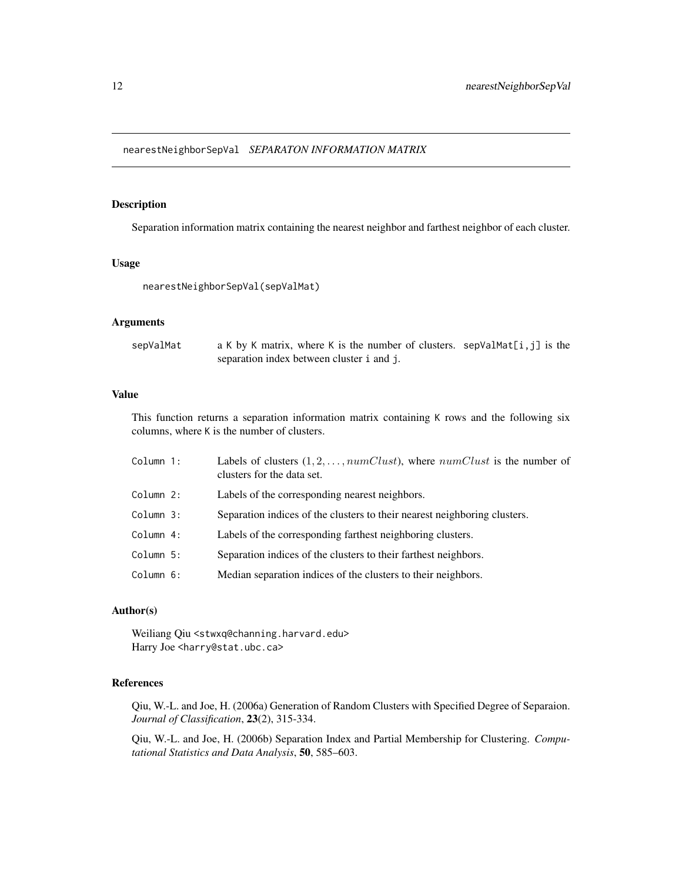# nearestNeighborSepVal *SEPARATON INFORMATION MATRIX*

## Description

Separation information matrix containing the nearest neighbor and farthest neighbor of each cluster.

## Usage

```
nearestNeighborSepVal(sepValMat)
```

## Arguments

| | |
|---|---|
| sepValMat | a K by K matrix, where K is the number of clusters. sepValMat[i,j] is the separation index between cluster i and j. |

## Value

This function returns a separation information matrix containing K rows and the following six columns, where K is the number of clusters.

| | |
|---|---|
| Column 1: | Labels of clusters $(1, 2, \ldots, numClust)$, where $numClust$ is the number of clusters for the data set. |
| Column 2: | Labels of the corresponding nearest neighbors. |
| Column 3: | Separation indices of the clusters to their nearest neighboring clusters. |
| Column 4: | Labels of the corresponding farthest neighboring clusters. |
| Column 5: | Separation indices of the clusters to their farthest neighbors. |
| Column 6: | Median separation indices of the clusters to their neighbors. |

## Author(s)

Weiliang Qiu <stwxq@channing.harvard.edu>  
Harry Joe <harry@stat.ubc.ca>

## References

Qiu, W.-L. and Joe, H. (2006a) Generation of Random Clusters with Specified Degree of Separaion. *Journal of Classification*, **23**(2), 315-334.

Qiu, W.-L. and Joe, H. (2006b) Separation Index and Partial Membership for Clustering. *Computational Statistics and Data Analysis*, **50**, 585–603.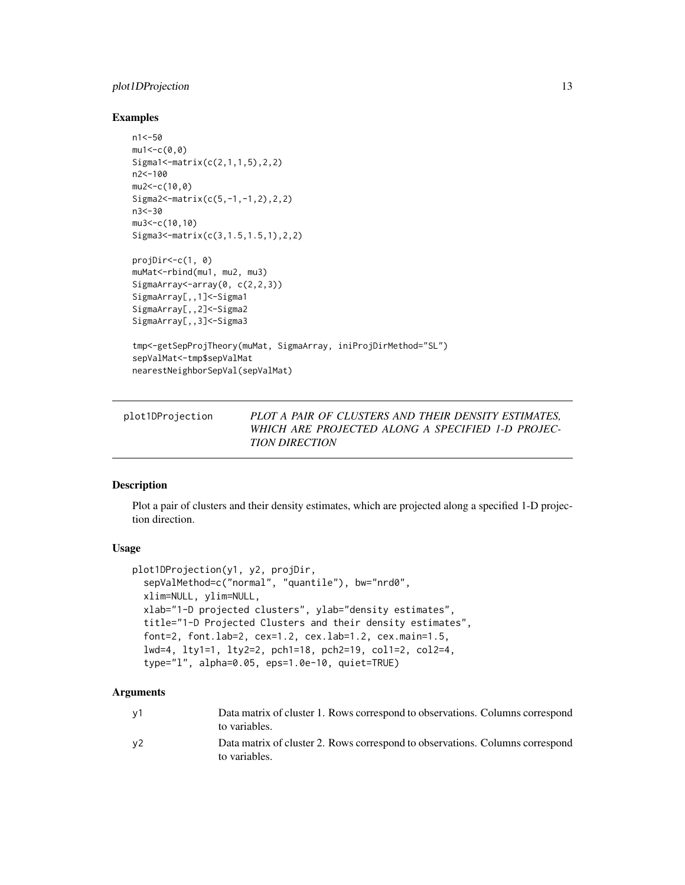## Examples

```
n1<-50
mu1<-c(0,0)
Sigma1<-matrix(c(2,1,1,5),2,2)
n2<-100
mu2<-c(10,0)
Sigma2<-matrix(c(5,-1,-1,2),2,2)
n3<-30
mu3<-c(10,10)
Sigma3<-matrix(c(3,1.5,1.5,1),2,2)

projDir<-c(1, 0)
muMat<-rbind(mu1, mu2, mu3)
SigmaArray<-array(0, c(2,2,3))
SigmaArray[,,1]<-Sigma1
SigmaArray[,,2]<-Sigma2
SigmaArray[,,3]<-Sigma3

tmp<-getSepProjTheory(muMat, SigmaArray, iniProjDirMethod="SL")
sepValMat<-tmp$sepValMat
nearestNeighborSepVal(sepValMat)
```

---

# plot1DProjection *PLOT A PAIR OF CLUSTERS AND THEIR DENSITY ESTIMATES, WHICH ARE PROJECTED ALONG A SPECIFIED 1-D PROJECTION DIRECTION*

---

## Description

Plot a pair of clusters and their density estimates, which are projected along a specified 1-D projection direction.

## Usage

```
plot1DProjection(y1, y2, projDir,
  sepValMethod=c("normal", "quantile"), bw="nrd0",
  xlim=NULL, ylim=NULL,
  xlab="1-D projected clusters", ylab="density estimates",
  title="1-D Projected Clusters and their density estimates",
  font=2, font.lab=2, cex=1.2, cex.lab=1.2, cex.main=1.5,
  lwd=4, lty1=1, lty2=2, pch1=18, pch2=19, col1=2, col2=4,
  type="l", alpha=0.05, eps=1.0e-10, quiet=TRUE)
```

## Arguments

| | |
|---|---|
| y1 | Data matrix of cluster 1. Rows correspond to observations. Columns correspond to variables. |
| y2 | Data matrix of cluster 2. Rows correspond to observations. Columns correspond to variables. |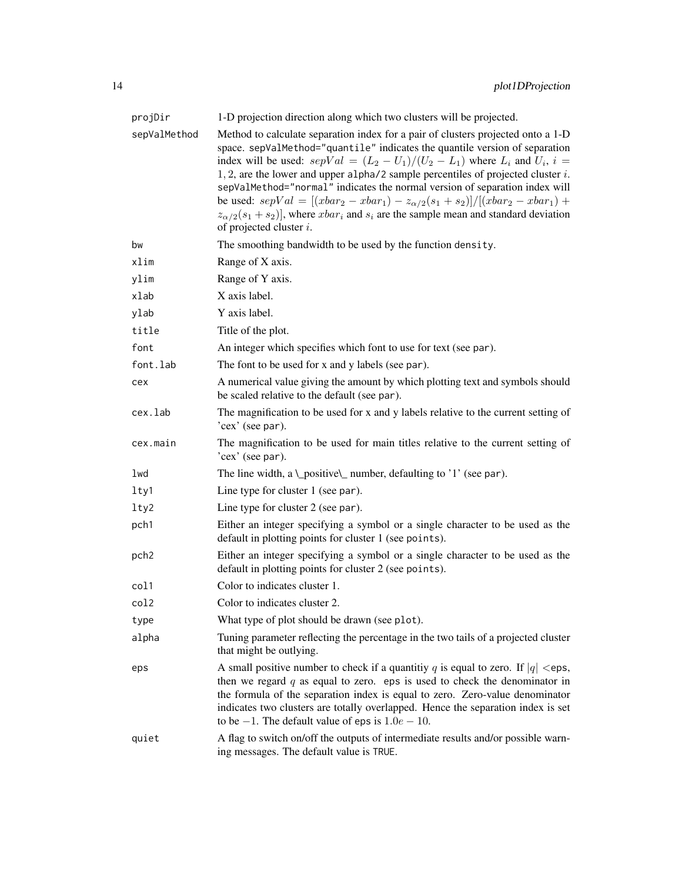| | |
|---|---|
| `projDir` | 1-D projection direction along which two clusters will be projected. |
| `sepValMethod` | Method to calculate separation index for a pair of clusters projected onto a 1-D space. `sepValMethod="quantile"` indicates the quantile version of separation index will be used: $sepVal = (L_2 - U_1)/(U_2 - L_1)$ where $L_i$ and $U_i$, $i = 1, 2$, are the lower and upper `alpha/2` sample percentiles of projected cluster $i$. `sepValMethod="normal"` indicates the normal version of separation index will be used: $sepVal = [(xbar_2 - xbar_1) - z_{\alpha/2}(s_1 + s_2)]/[(xbar_2 - xbar_1) + z_{\alpha/2}(s_1 + s_2)]$, where $xbar_i$ and $s_i$ are the sample mean and standard deviation of projected cluster $i$. |
| `bw` | The smoothing bandwidth to be used by the function `density`. |
| `xlim` | Range of X axis. |
| `ylim` | Range of Y axis. |
| `xlab` | X axis label. |
| `ylab` | Y axis label. |
| `title` | Title of the plot. |
| `font` | An integer which specifies which font to use for text (see `par`). |
| `font.lab` | The font to be used for x and y labels (see `par`). |
| `cex` | A numerical value giving the amount by which plotting text and symbols should be scaled relative to the default (see `par`). |
| `cex.lab` | The magnification to be used for x and y labels relative to the current setting of 'cex' (see `par`). |
| `cex.main` | The magnification to be used for main titles relative to the current setting of 'cex' (see `par`). |
| `lwd` | The line width, a \_positive\_ number, defaulting to '1' (see `par`). |
| `lty1` | Line type for cluster 1 (see `par`). |
| `lty2` | Line type for cluster 2 (see `par`). |
| `pch1` | Either an integer specifying a symbol or a single character to be used as the default in plotting points for cluster 1 (see `points`). |
| `pch2` | Either an integer specifying a symbol or a single character to be used as the default in plotting points for cluster 2 (see `points`). |
| `col1` | Color to indicates cluster 1. |
| `col2` | Color to indicates cluster 2. |
| `type` | What type of plot should be drawn (see `plot`). |
| `alpha` | Tuning parameter reflecting the percentage in the two tails of a projected cluster that might be outlying. |
| `eps` | A small positive number to check if a quantitiy $q$ is equal to zero. If $\|q\| <$`eps`, then we regard $q$ as equal to zero. `eps` is used to check the denominator in the formula of the separation index is equal to zero. Zero-value denominator indicates two clusters are totally overlapped. Hence the separation index is set to be $-1$. The default value of `eps` is $1.0e - 10$. |
| `quiet` | A flag to switch on/off the outputs of intermediate results and/or possible warning messages. The default value is `TRUE`. |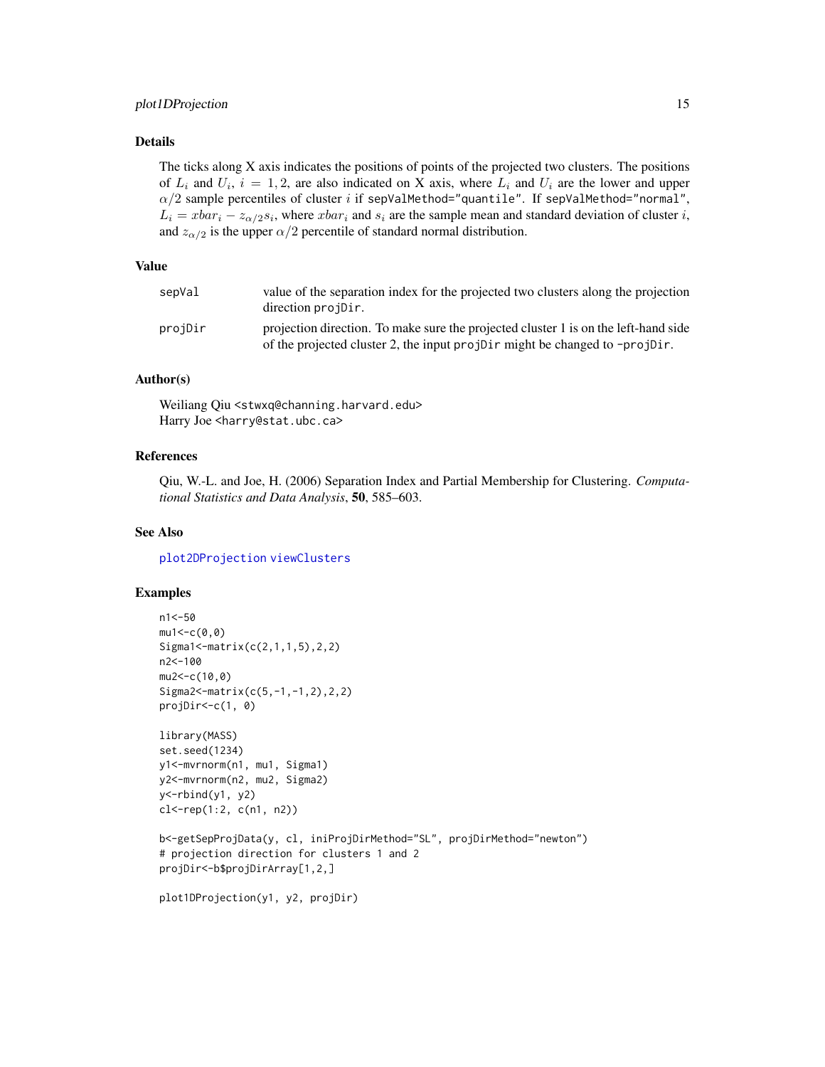## Details

The ticks along X axis indicates the positions of points of the projected two clusters. The positions of $L_i$ and $U_i$, $i = 1, 2$, are also indicated on X axis, where $L_i$ and $U_i$ are the lower and upper $\alpha/2$ sample percentiles of cluster $i$ if `sepValMethod="quantile"`. If `sepValMethod="normal"`, $L_i = xbar_i - z_{\alpha/2}s_i$, where $xbar_i$ and $s_i$ are the sample mean and standard deviation of cluster $i$, and $z_{\alpha/2}$ is the upper $\alpha/2$ percentile of standard normal distribution.

## Value

| | |
|---|---|
| `sepVal` | value of the separation index for the projected two clusters along the projection direction `projDir`. |
| `projDir` | projection direction. To make sure the projected cluster 1 is on the left-hand side of the projected cluster 2, the input `projDir` might be changed to `-projDir`. |

## Author(s)

Weiliang Qiu <stwxq@channing.harvard.edu>
Harry Joe <harry@stat.ubc.ca>

## References

Qiu, W.-L. and Joe, H. (2006) Separation Index and Partial Membership for Clustering. *Computational Statistics and Data Analysis*, **50**, 585–603.

## See Also

`plot2DProjection` `viewClusters`

## Examples

```
n1<-50
mu1<-c(0,0)
Sigma1<-matrix(c(2,1,1,5),2,2)
n2<-100
mu2<-c(10,0)
Sigma2<-matrix(c(5,-1,-1,2),2,2)
projDir<-c(1, 0)

library(MASS)
set.seed(1234)
y1<-mvrnorm(n1, mu1, Sigma1)
y2<-mvrnorm(n2, mu2, Sigma2)
y<-rbind(y1, y2)
cl<-rep(1:2, c(n1, n2))

b<-getSepProjData(y, cl, iniProjDirMethod="SL", projDirMethod="newton")
# projection direction for clusters 1 and 2
projDir<-b$projDirArray[1,2,]

plot1DProjection(y1, y2, projDir)
```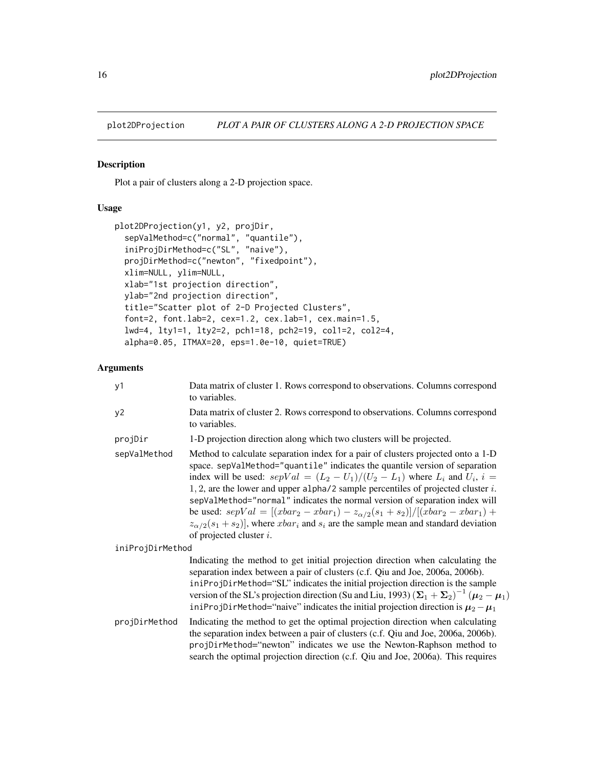plot2DProjection *PLOT A PAIR OF CLUSTERS ALONG A 2-D PROJECTION SPACE*

## Description

Plot a pair of clusters along a 2-D projection space.

## Usage

```
plot2DProjection(y1, y2, projDir,
  sepValMethod=c("normal", "quantile"),
  iniProjDirMethod=c("SL", "naive"),
  projDirMethod=c("newton", "fixedpoint"),
  xlim=NULL, ylim=NULL,
  xlab="1st projection direction",
  ylab="2nd projection direction",
  title="Scatter plot of 2-D Projected Clusters",
  font=2, font.lab=2, cex=1.2, cex.lab=1, cex.main=1.5,
  lwd=4, lty1=1, lty2=2, pch1=18, pch2=19, col1=2, col2=4,
  alpha=0.05, ITMAX=20, eps=1.0e-10, quiet=TRUE)
```

## Arguments

| | |
|---|---|
| y1 | Data matrix of cluster 1. Rows correspond to observations. Columns correspond to variables. |
| y2 | Data matrix of cluster 2. Rows correspond to observations. Columns correspond to variables. |
| projDir | 1-D projection direction along which two clusters will be projected. |
| sepValMethod | Method to calculate separation index for a pair of clusters projected onto a 1-D space. sepValMethod="quantile" indicates the quantile version of separation index will be used: $sepVal = (L_2 - U_1)/(U_2 - L_1)$ where $L_i$ and $U_i$, $i = 1, 2$, are the lower and upper alpha/2 sample percentiles of projected cluster $i$. sepValMethod="normal" indicates the normal version of separation index will be used: $sepVal = [(xbar_2 - xbar_1) - z_{\alpha/2}(s_1 + s_2)]/[(xbar_2 - xbar_1) + z_{\alpha/2}(s_1 + s_2)]$, where $xbar_i$ and $s_i$ are the sample mean and standard deviation of projected cluster $i$. |
| iniProjDirMethod | Indicating the method to get initial projection direction when calculating the separation index between a pair of clusters (c.f. Qiu and Joe, 2006a, 2006b). iniProjDirMethod="SL" indicates the initial projection direction is the sample version of the SL's projection direction (Su and Liu, 1993) $(\boldsymbol{\Sigma}_1 + \boldsymbol{\Sigma}_2)^{-1} (\boldsymbol{\mu}_2 - \boldsymbol{\mu}_1)$ iniProjDirMethod="naive" indicates the initial projection direction is $\boldsymbol{\mu}_2 - \boldsymbol{\mu}_1$ |
| projDirMethod | Indicating the method to get the optimal projection direction when calculating the separation index between a pair of clusters (c.f. Qiu and Joe, 2006a, 2006b). projDirMethod="newton" indicates we use the Newton-Raphson method to search the optimal projection direction (c.f. Qiu and Joe, 2006a). This requires |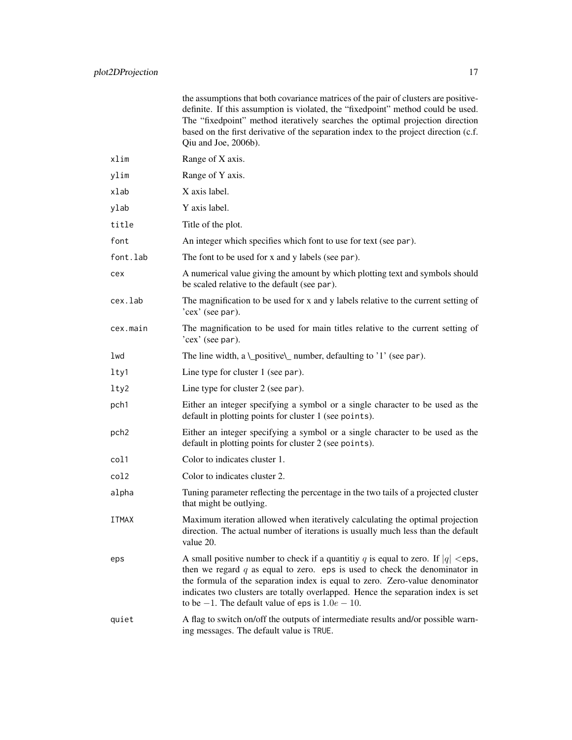the assumptions that both covariance matrices of the pair of clusters are positive-definite. If this assumption is violated, the "fixedpoint" method could be used. The "fixedpoint" method iteratively searches the optimal projection direction based on the first derivative of the separation index to the project direction (c.f. Qiu and Joe, 2006b).

| | |
|---|---|
| `xlim` | Range of X axis. |
| `ylim` | Range of Y axis. |
| `xlab` | X axis label. |
| `ylab` | Y axis label. |
| `title` | Title of the plot. |
| `font` | An integer which specifies which font to use for text (see `par`). |
| `font.lab` | The font to be used for x and y labels (see `par`). |
| `cex` | A numerical value giving the amount by which plotting text and symbols should be scaled relative to the default (see `par`). |
| `cex.lab` | The magnification to be used for x and y labels relative to the current setting of 'cex' (see `par`). |
| `cex.main` | The magnification to be used for main titles relative to the current setting of 'cex' (see `par`). |
| `lwd` | The line width, a \_positive\_ number, defaulting to '1' (see `par`). |
| `lty1` | Line type for cluster 1 (see `par`). |
| `lty2` | Line type for cluster 2 (see `par`). |
| `pch1` | Either an integer specifying a symbol or a single character to be used as the default in plotting points for cluster 1 (see `points`). |
| `pch2` | Either an integer specifying a symbol or a single character to be used as the default in plotting points for cluster 2 (see `points`). |
| `col1` | Color to indicates cluster 1. |
| `col2` | Color to indicates cluster 2. |
| `alpha` | Tuning parameter reflecting the percentage in the two tails of a projected cluster that might be outlying. |
| `ITMAX` | Maximum iteration allowed when iteratively calculating the optimal projection direction. The actual number of iterations is usually much less than the default value 20. |
| `eps` | A small positive number to check if a quantitiy $q$ is equal to zero. If $\|q\| <$`eps`, then we regard $q$ as equal to zero. `eps` is used to check the denominator in the formula of the separation index is equal to zero. Zero-value denominator indicates two clusters are totally overlapped. Hence the separation index is set to be $-1$. The default value of `eps` is $1.0e-10$. |
| `quiet` | A flag to switch on/off the outputs of intermediate results and/or possible warning messages. The default value is `TRUE`. |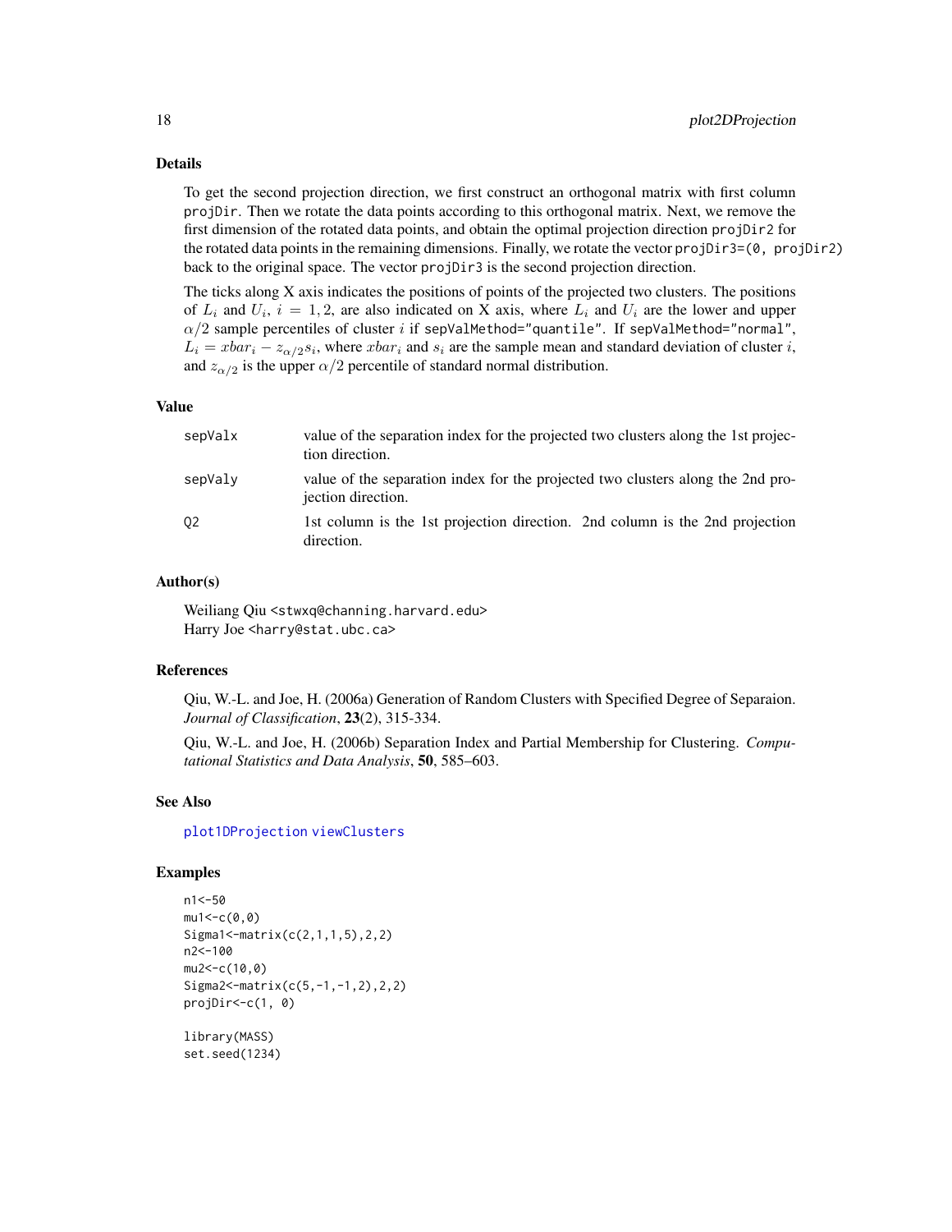## Details

To get the second projection direction, we first construct an orthogonal matrix with first column `projDir`. Then we rotate the data points according to this orthogonal matrix. Next, we remove the first dimension of the rotated data points, and obtain the optimal projection direction `projDir2` for the rotated data points in the remaining dimensions. Finally, we rotate the vector `projDir3=(0, projDir2)` back to the original space. The vector `projDir3` is the second projection direction.

The ticks along X axis indicates the positions of points of the projected two clusters. The positions of $L_i$ and $U_i$, $i = 1, 2$, are also indicated on X axis, where $L_i$ and $U_i$ are the lower and upper $\alpha/2$ sample percentiles of cluster $i$ if `sepValMethod="quantile"`. If `sepValMethod="normal"`, $L_i = xbar_i - z_{\alpha/2}s_i$, where $xbar_i$ and $s_i$ are the sample mean and standard deviation of cluster $i$, and $z_{\alpha/2}$ is the upper $\alpha/2$ percentile of standard normal distribution.

## Value

| | |
|---|---|
| `sepValx` | value of the separation index for the projected two clusters along the 1st projection direction. |
| `sepValy` | value of the separation index for the projected two clusters along the 2nd projection direction. |
| `Q2` | 1st column is the 1st projection direction. 2nd column is the 2nd projection direction. |

## Author(s)

Weiliang Qiu <stwxq@channing.harvard.edu>
Harry Joe <harry@stat.ubc.ca>

## References

Qiu, W.-L. and Joe, H. (2006a) Generation of Random Clusters with Specified Degree of Separaion. *Journal of Classification*, **23**(2), 315-334.

Qiu, W.-L. and Joe, H. (2006b) Separation Index and Partial Membership for Clustering. *Computational Statistics and Data Analysis*, **50**, 585–603.

## See Also

`plot1DProjection` `viewClusters`

## Examples

```
n1<-50
mu1<-c(0,0)
Sigma1<-matrix(c(2,1,1,5),2,2)
n2<-100
mu2<-c(10,0)
Sigma2<-matrix(c(5,-1,-1,2),2,2)
projDir<-c(1, 0)

library(MASS)
set.seed(1234)
```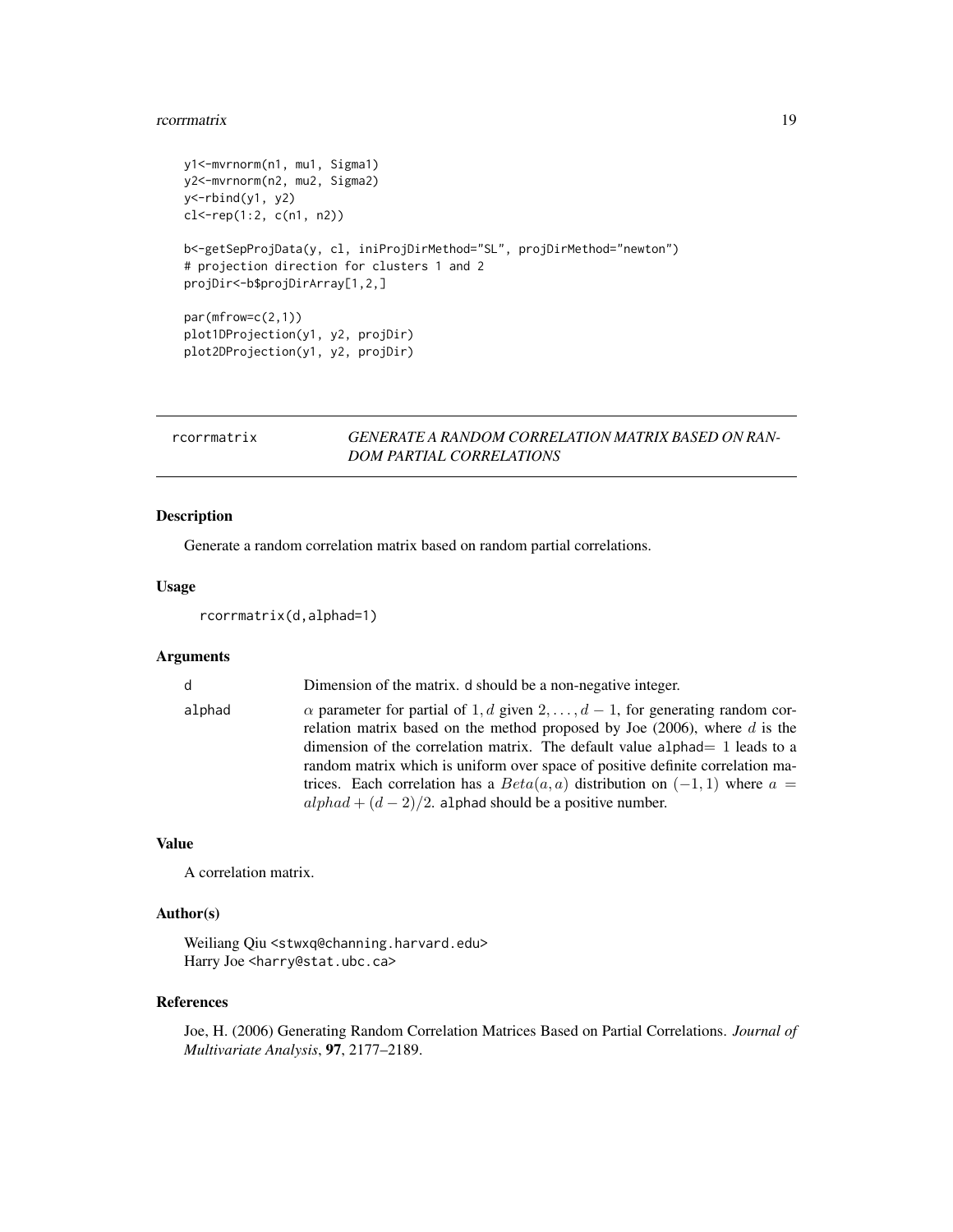```
y1<-mvrnorm(n1, mu1, Sigma1)
y2<-mvrnorm(n2, mu2, Sigma2)
y<-rbind(y1, y2)
cl<-rep(1:2, c(n1, n2))

b<-getSepProjData(y, cl, iniProjDirMethod="SL", projDirMethod="newton")
# projection direction for clusters 1 and 2
projDir<-b$projDirArray[1,2,]

par(mfrow=c(2,1))
plot1DProjection(y1, y2, projDir)
plot2DProjection(y1, y2, projDir)
```

## rcorrmatrix — *GENERATE A RANDOM CORRELATION MATRIX BASED ON RANDOM PARTIAL CORRELATIONS*

### Description

Generate a random correlation matrix based on random partial correlations.

### Usage

```
rcorrmatrix(d,alphad=1)
```

### Arguments

| | |
|---|---|
| d | Dimension of the matrix. d should be a non-negative integer. |
| alphad | $\alpha$ parameter for partial of $1, d$ given $2, \ldots, d-1$, for generating random correlation matrix based on the method proposed by Joe (2006), where $d$ is the dimension of the correlation matrix. The default value alphad$=1$ leads to a random matrix which is uniform over space of positive definite correlation matrices. Each correlation has a $Beta(a, a)$ distribution on $(-1, 1)$ where $a = alphad + (d-2)/2$. alphad should be a positive number. |

### Value

A correlation matrix.

### Author(s)

Weiliang Qiu <stwxq@channing.harvard.edu>
Harry Joe <harry@stat.ubc.ca>

### References

Joe, H. (2006) Generating Random Correlation Matrices Based on Partial Correlations. *Journal of Multivariate Analysis*, **97**, 2177–2189.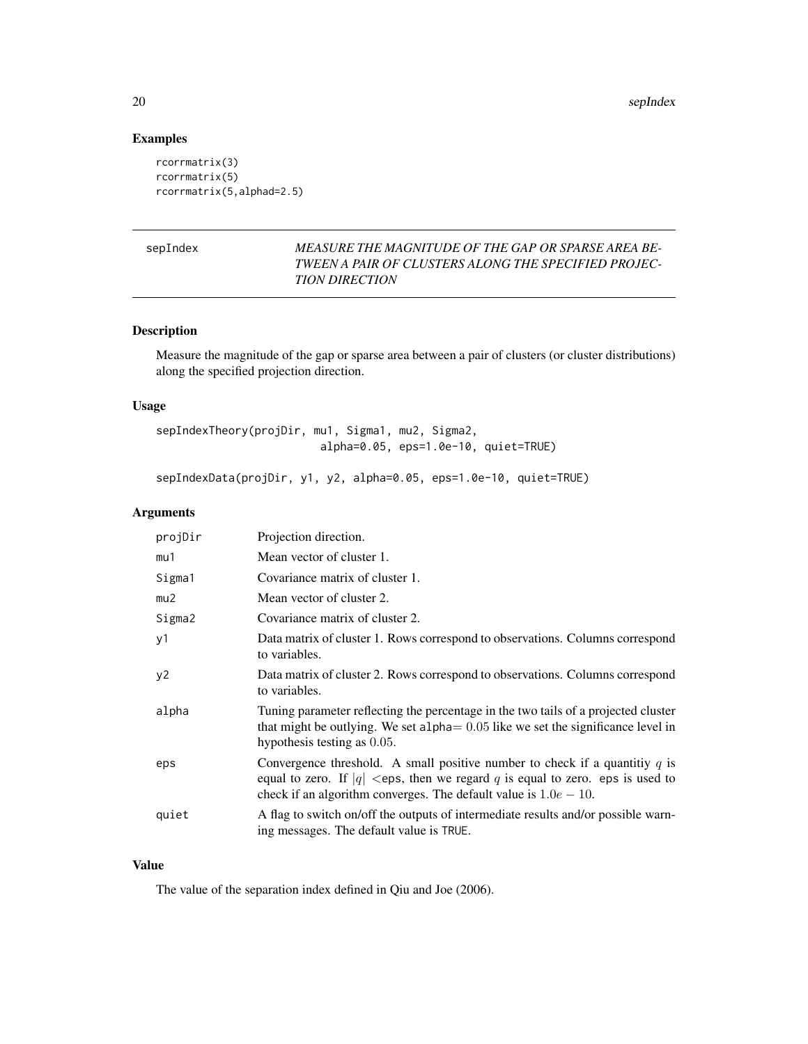## Examples

```
rcorrmatrix(3)
rcorrmatrix(5)
rcorrmatrix(5,alphad=2.5)
```

---

`sepIndex` *MEASURE THE MAGNITUDE OF THE GAP OR SPARSE AREA BETWEEN A PAIR OF CLUSTERS ALONG THE SPECIFIED PROJECTION DIRECTION*

---

## Description

Measure the magnitude of the gap or sparse area between a pair of clusters (or cluster distributions) along the specified projection direction.

## Usage

```
sepIndexTheory(projDir, mu1, Sigma1, mu2, Sigma2,
                         alpha=0.05, eps=1.0e-10, quiet=TRUE)

sepIndexData(projDir, y1, y2, alpha=0.05, eps=1.0e-10, quiet=TRUE)
```

## Arguments

| | |
|---|---|
| projDir | Projection direction. |
| mu1 | Mean vector of cluster 1. |
| Sigma1 | Covariance matrix of cluster 1. |
| mu2 | Mean vector of cluster 2. |
| Sigma2 | Covariance matrix of cluster 2. |
| y1 | Data matrix of cluster 1. Rows correspond to observations. Columns correspond to variables. |
| y2 | Data matrix of cluster 2. Rows correspond to observations. Columns correspond to variables. |
| alpha | Tuning parameter reflecting the percentage in the two tails of a projected cluster that might be outlying. We set alpha= $0.05$ like we set the significance level in hypothesis testing as $0.05$. |
| eps | Convergence threshold. A small positive number to check if a quantitiy $q$ is equal to zero. If $\|q\| <$eps, then we regard $q$ is equal to zero. eps is used to check if an algorithm converges. The default value is $1.0e-10$. |
| quiet | A flag to switch on/off the outputs of intermediate results and/or possible warning messages. The default value is TRUE. |

## Value

The value of the separation index defined in Qiu and Joe (2006).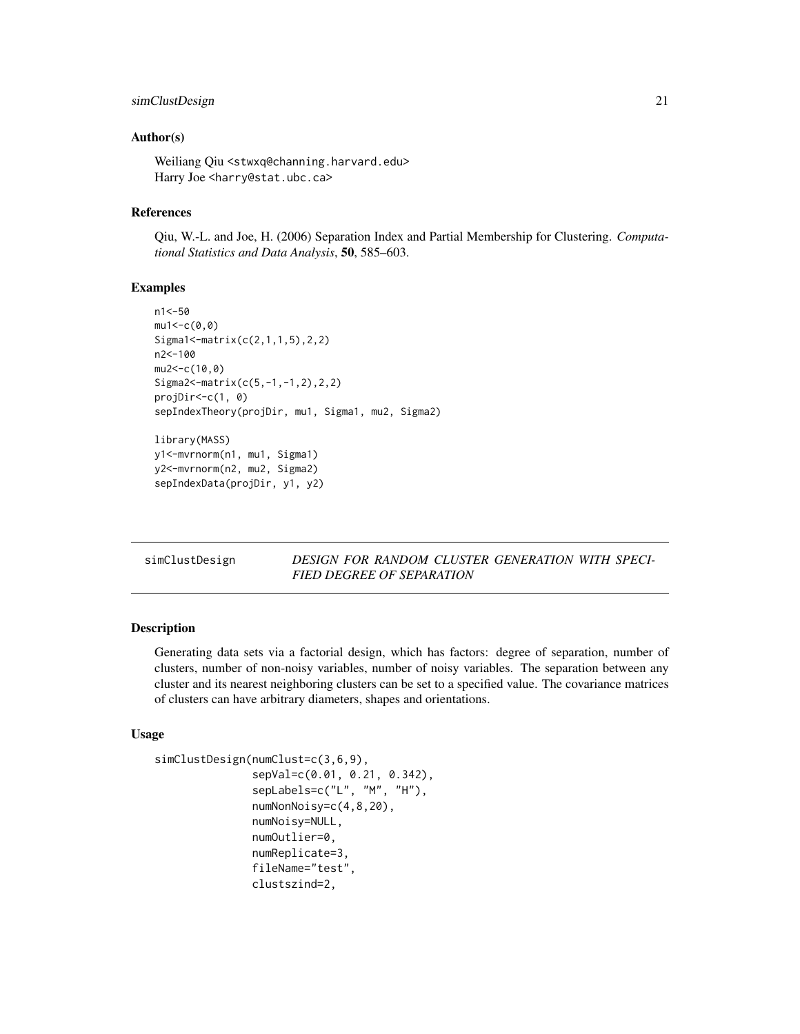## Author(s)

Weiliang Qiu <stwxq@channing.harvard.edu>
Harry Joe <harry@stat.ubc.ca>

## References

Qiu, W.-L. and Joe, H. (2006) Separation Index and Partial Membership for Clustering. *Computational Statistics and Data Analysis*, **50**, 585–603.

## Examples

```
n1<-50
mu1<-c(0,0)
Sigma1<-matrix(c(2,1,1,5),2,2)
n2<-100
mu2<-c(10,0)
Sigma2<-matrix(c(5,-1,-1,2),2,2)
projDir<-c(1, 0)
sepIndexTheory(projDir, mu1, Sigma1, mu2, Sigma2)

library(MASS)
y1<-mvrnorm(n1, mu1, Sigma1)
y2<-mvrnorm(n2, mu2, Sigma2)
sepIndexData(projDir, y1, y2)
```

---

# simClustDesign — *DESIGN FOR RANDOM CLUSTER GENERATION WITH SPECIFIED DEGREE OF SEPARATION*

---

## Description

Generating data sets via a factorial design, which has factors: degree of separation, number of clusters, number of non-noisy variables, number of noisy variables. The separation between any cluster and its nearest neighboring clusters can be set to a specified value. The covariance matrices of clusters can have arbitrary diameters, shapes and orientations.

## Usage

```
simClustDesign(numClust=c(3,6,9),
               sepVal=c(0.01, 0.21, 0.342),
               sepLabels=c("L", "M", "H"),
               numNonNoisy=c(4,8,20),
               numNoisy=NULL,
               numOutlier=0,
               numReplicate=3,
               fileName="test",
               clustszind=2,
```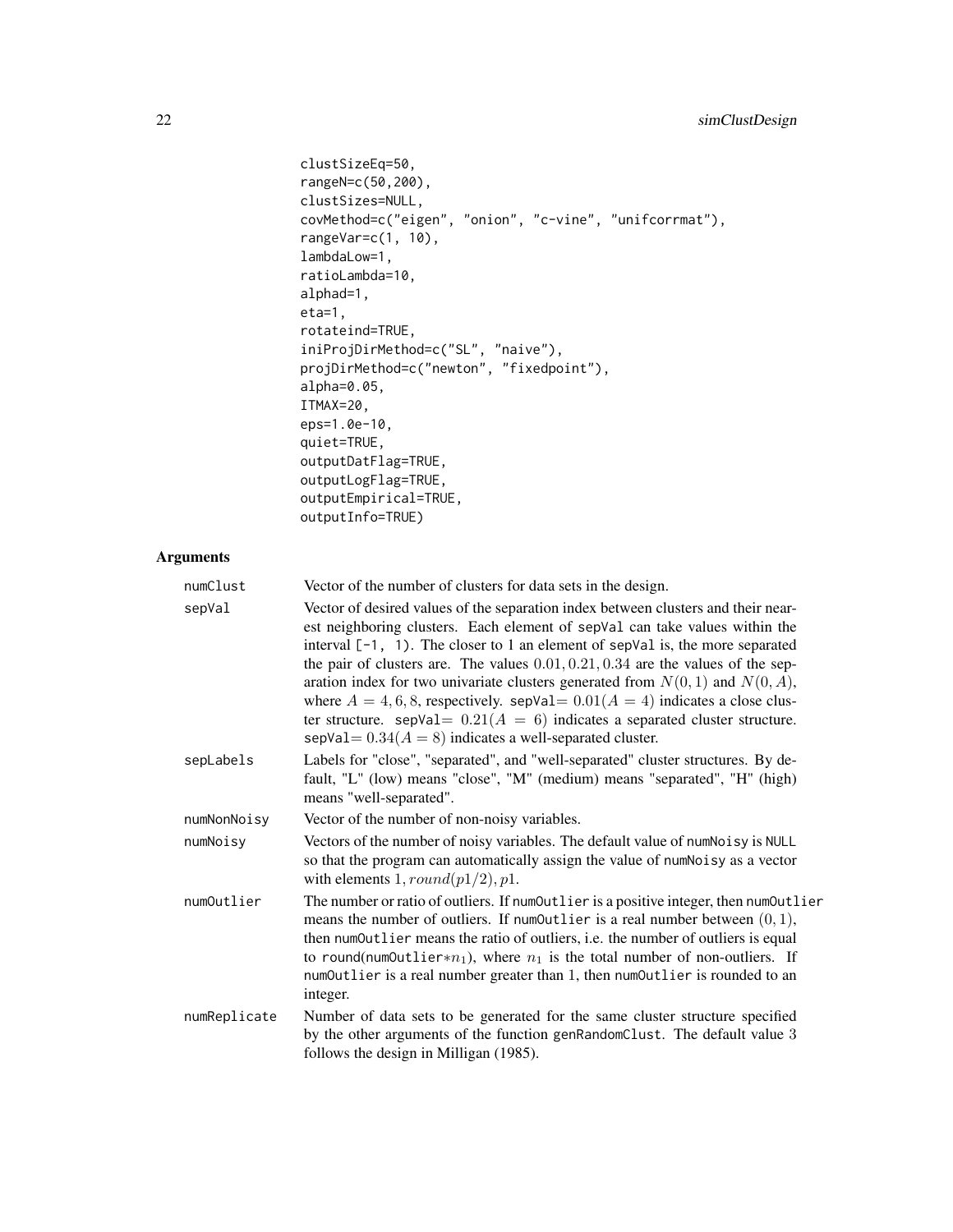```
clustSizeEq=50,
rangeN=c(50,200),
clustSizes=NULL,
covMethod=c("eigen", "onion", "c-vine", "unifcorrmat"),
rangeVar=c(1, 10),
lambdaLow=1,
ratioLambda=10,
alphad=1,
eta=1,
rotateind=TRUE,
iniProjDirMethod=c("SL", "naive"),
projDirMethod=c("newton", "fixedpoint"),
alpha=0.05,
ITMAX=20,
eps=1.0e-10,
quiet=TRUE,
outputDatFlag=TRUE,
outputLogFlag=TRUE,
outputEmpirical=TRUE,
outputInfo=TRUE)
```

## Arguments

| | |
|---|---|
| `numClust` | Vector of the number of clusters for data sets in the design. |
| `sepVal` | Vector of desired values of the separation index between clusters and their nearest neighboring clusters. Each element of `sepVal` can take values within the interval `[-1, 1)`. The closer to 1 an element of `sepVal` is, the more separated the pair of clusters are. The values $0.01, 0.21, 0.34$ are the values of the separation index for two univariate clusters generated from $N(0,1)$ and $N(0,A)$, where $A = 4, 6, 8$, respectively. `sepVal`$= 0.01 (A = 4)$ indicates a close cluster structure. `sepVal`$= 0.21 (A = 6)$ indicates a separated cluster structure. `sepVal`$= 0.34 (A = 8)$ indicates a well-separated cluster. |
| `sepLabels` | Labels for "close", "separated", and "well-separated" cluster structures. By default, "L" (low) means "close", "M" (medium) means "separated", "H" (high) means "well-separated". |
| `numNonNoisy` | Vector of the number of non-noisy variables. |
| `numNoisy` | Vectors of the number of noisy variables. The default value of `numNoisy` is `NULL` so that the program can automatically assign the value of `numNoisy` as a vector with elements $1, round(p1/2), p1$. |
| `numOutlier` | The number or ratio of outliers. If `numOutlier` is a positive integer, then `numOutlier` means the number of outliers. If `numOutlier` is a real number between $(0, 1)$, then `numOutlier` means the ratio of outliers, i.e. the number of outliers is equal to `round(numOutlier`$*n_1$`)`, where $n_1$ is the total number of non-outliers. If `numOutlier` is a real number greater than 1, then `numOutlier` is rounded to an integer. |
| `numReplicate` | Number of data sets to be generated for the same cluster structure specified by the other arguments of the function `genRandomClust`. The default value 3 follows the design in Milligan (1985). |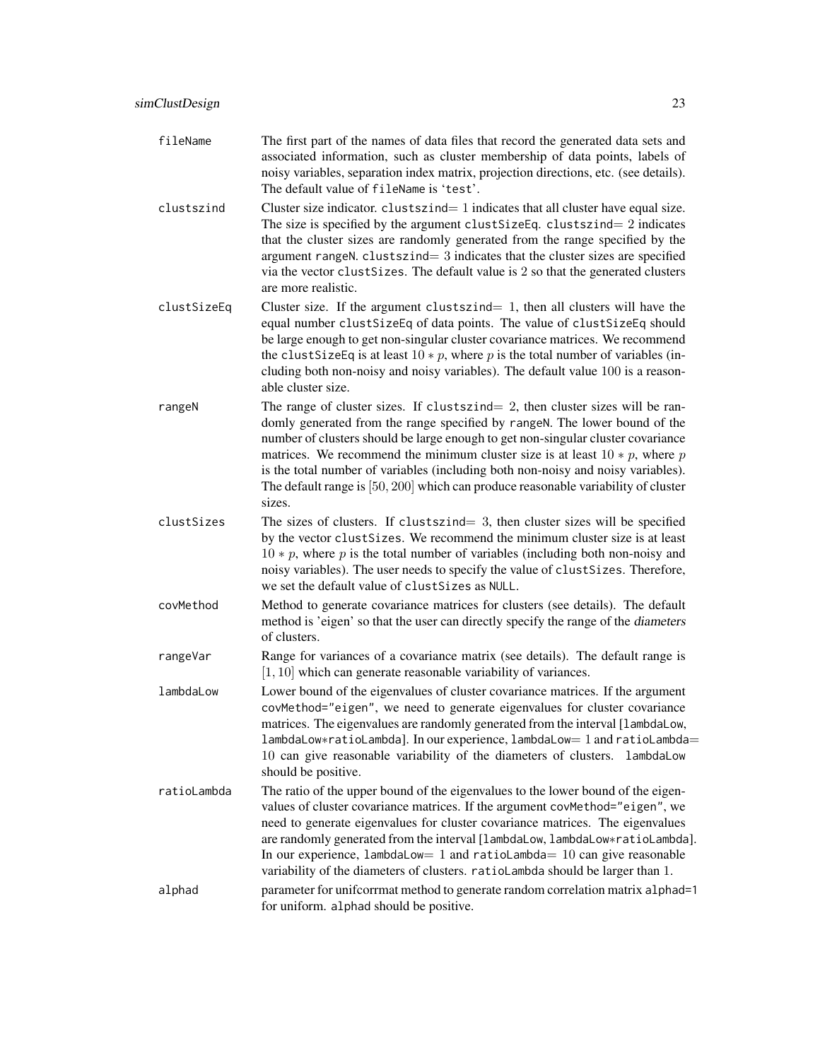`fileName` The first part of the names of data files that record the generated data sets and associated information, such as cluster membership of data points, labels of noisy variables, separation index matrix, projection directions, etc. (see details). The default value of `fileName` is '`test`'.

`clustszind` Cluster size indicator. `clustszind`= 1 indicates that all cluster have equal size. The size is specified by the argument `clustSizeEq`. `clustszind`= 2 indicates that the cluster sizes are randomly generated from the range specified by the argument `rangeN`. `clustszind`= 3 indicates that the cluster sizes are specified via the vector `clustSizes`. The default value is 2 so that the generated clusters are more realistic.

`clustSizeEq` Cluster size. If the argument `clustszind`= 1, then all clusters will have the equal number `clustSizeEq` of data points. The value of `clustSizeEq` should be large enough to get non-singular cluster covariance matrices. We recommend the `clustSizeEq` is at least $10 * p$, where $p$ is the total number of variables (including both non-noisy and noisy variables). The default value 100 is a reasonable cluster size.

`rangeN` The range of cluster sizes. If `clustszind`= 2, then cluster sizes will be randomly generated from the range specified by `rangeN`. The lower bound of the number of clusters should be large enough to get non-singular cluster covariance matrices. We recommend the minimum cluster size is at least $10 * p$, where $p$ is the total number of variables (including both non-noisy and noisy variables). The default range is $[50, 200]$ which can produce reasonable variability of cluster sizes.

`clustSizes` The sizes of clusters. If `clustszind`= 3, then cluster sizes will be specified by the vector `clustSizes`. We recommend the minimum cluster size is at least $10 * p$, where $p$ is the total number of variables (including both non-noisy and noisy variables). The user needs to specify the value of `clustSizes`. Therefore, we set the default value of `clustSizes` as `NULL`.

`covMethod` Method to generate covariance matrices for clusters (see details). The default method is 'eigen' so that the user can directly specify the range of the *diameters* of clusters.

`rangeVar` Range for variances of a covariance matrix (see details). The default range is $[1, 10]$ which can generate reasonable variability of variances.

`lambdaLow` Lower bound of the eigenvalues of cluster covariance matrices. If the argument `covMethod="eigen"`, we need to generate eigenvalues for cluster covariance matrices. The eigenvalues are randomly generated from the interval [`lambdaLow`, `lambdaLow*ratioLambda`]. In our experience, `lambdaLow`= 1 and `ratioLambda`= 10 can give reasonable variability of the diameters of clusters. `lambdaLow` should be positive.

`ratioLambda` The ratio of the upper bound of the eigenvalues to the lower bound of the eigenvalues of cluster covariance matrices. If the argument `covMethod="eigen"`, we need to generate eigenvalues for cluster covariance matrices. The eigenvalues are randomly generated from the interval [`lambdaLow`, `lambdaLow*ratioLambda`]. In our experience, `lambdaLow`= 1 and `ratioLambda`= 10 can give reasonable variability of the diameters of clusters. `ratioLambda` should be larger than 1.

`alphad` parameter for unifcorrmat method to generate random correlation matrix `alphad=1` for uniform. `alphad` should be positive.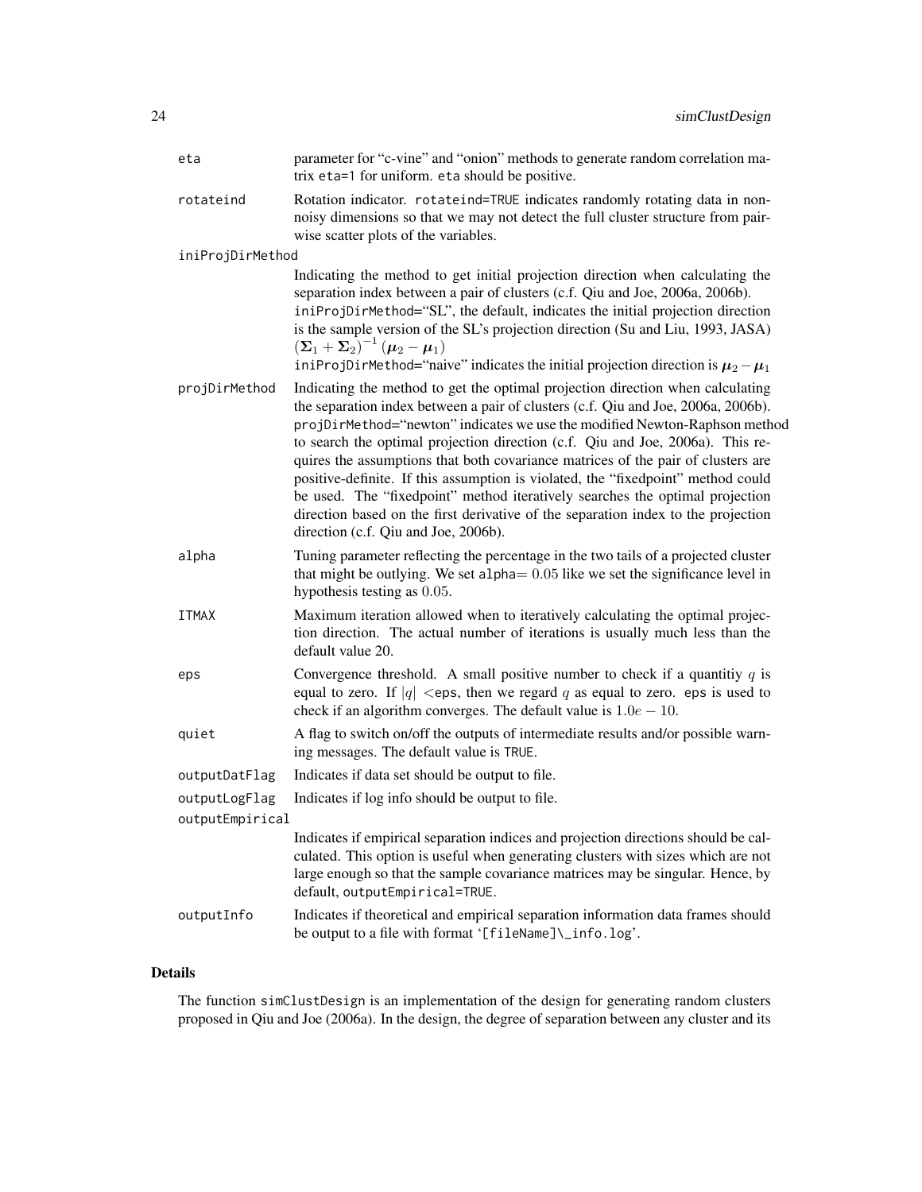| | |
|---|---|
| eta | parameter for "c-vine" and "onion" methods to generate random correlation matrix eta=1 for uniform. eta should be positive. |
| rotateind | Rotation indicator. rotateind=TRUE indicates randomly rotating data in non-noisy dimensions so that we may not detect the full cluster structure from pairwise scatter plots of the variables. |
| iniProjDirMethod | Indicating the method to get initial projection direction when calculating the separation index between a pair of clusters (c.f. Qiu and Joe, 2006a, 2006b). iniProjDirMethod="SL", the default, indicates the initial projection direction is the sample version of the SL's projection direction (Su and Liu, 1993, JASA) $(\boldsymbol{\Sigma}_1 + \boldsymbol{\Sigma}_2)^{-1}(\boldsymbol{\mu}_2 - \boldsymbol{\mu}_1)$ iniProjDirMethod="naive" indicates the initial projection direction is $\boldsymbol{\mu}_2 - \boldsymbol{\mu}_1$ |
| projDirMethod | Indicating the method to get the optimal projection direction when calculating the separation index between a pair of clusters (c.f. Qiu and Joe, 2006a, 2006b). projDirMethod="newton" indicates we use the modified Newton-Raphson method to search the optimal projection direction (c.f. Qiu and Joe, 2006a). This requires the assumptions that both covariance matrices of the pair of clusters are positive-definite. If this assumption is violated, the "fixedpoint" method could be used. The "fixedpoint" method iteratively searches the optimal projection direction based on the first derivative of the separation index to the projection direction (c.f. Qiu and Joe, 2006b). |
| alpha | Tuning parameter reflecting the percentage in the two tails of a projected cluster that might be outlying. We set alpha$= 0.05$ like we set the significance level in hypothesis testing as $0.05$. |
| ITMAX | Maximum iteration allowed when to iteratively calculating the optimal projection direction. The actual number of iterations is usually much less than the default value 20. |
| eps | Convergence threshold. A small positive number to check if a quantitiy $q$ is equal to zero. If $\lvert q \rvert <$eps, then we regard $q$ as equal to zero. eps is used to check if an algorithm converges. The default value is $1.0e-10$. |
| quiet | A flag to switch on/off the outputs of intermediate results and/or possible warning messages. The default value is TRUE. |
| outputDatFlag | Indicates if data set should be output to file. |
| outputLogFlag | Indicates if log info should be output to file. |
| outputEmpirical | Indicates if empirical separation indices and projection directions should be calculated. This option is useful when generating clusters with sizes which are not large enough so that the sample covariance matrices may be singular. Hence, by default, outputEmpirical=TRUE. |
| outputInfo | Indicates if theoretical and empirical separation information data frames should be output to a file with format '[fileName]\_info.log'. |

## Details

The function simClustDesign is an implementation of the design for generating random clusters proposed in Qiu and Joe (2006a). In the design, the degree of separation between any cluster and its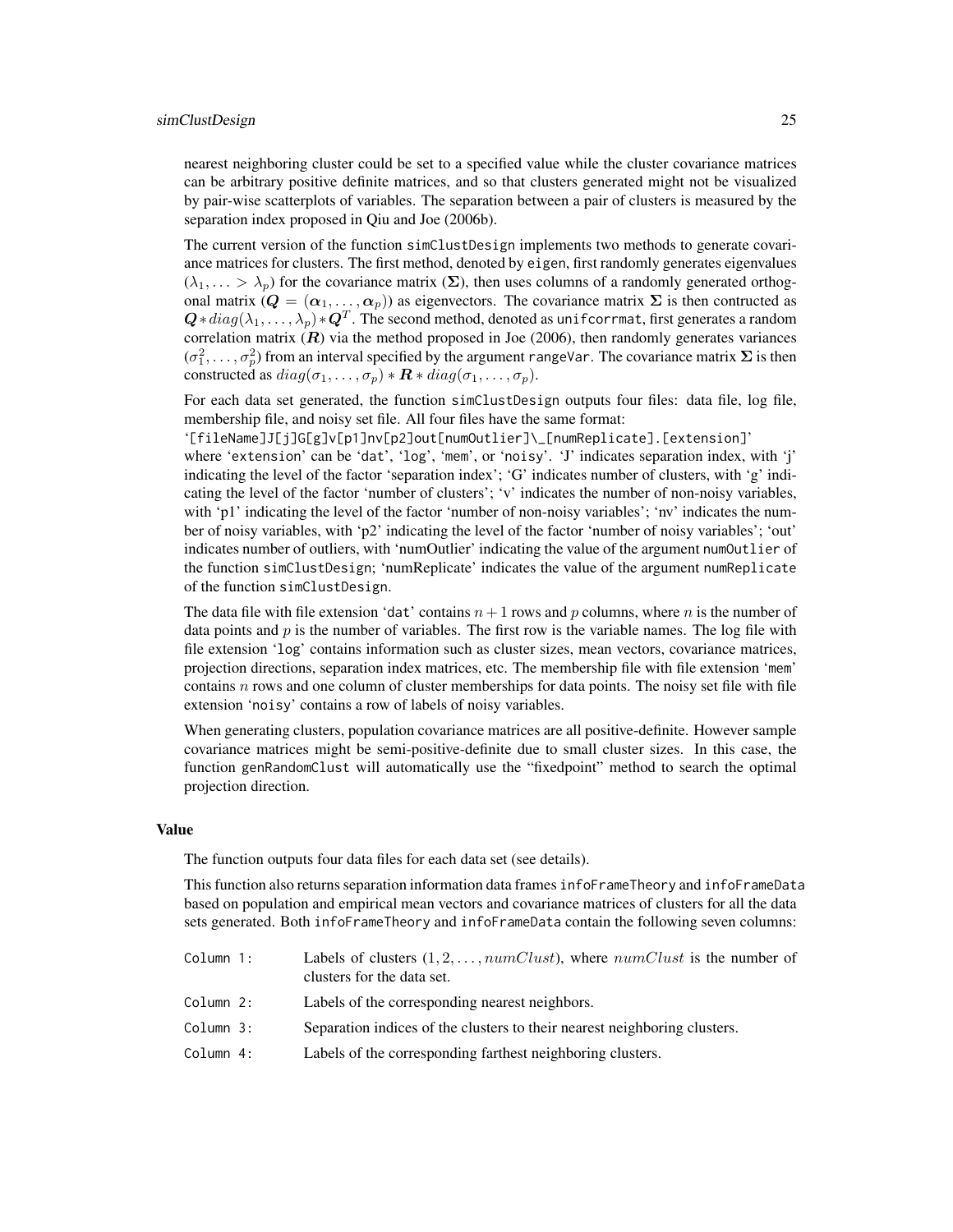nearest neighboring cluster could be set to a specified value while the cluster covariance matrices can be arbitrary positive definite matrices, and so that clusters generated might not be visualized by pair-wise scatterplots of variables. The separation between a pair of clusters is measured by the separation index proposed in Qiu and Joe (2006b).

The current version of the function simClustDesign implements two methods to generate covariance matrices for clusters. The first method, denoted by eigen, first randomly generates eigenvalues $(\lambda_1, \ldots > \lambda_p)$ for the covariance matrix $(\boldsymbol{\Sigma})$, then uses columns of a randomly generated orthogonal matrix $(\boldsymbol{Q} = (\boldsymbol{\alpha}_1, \ldots, \boldsymbol{\alpha}_p))$ as eigenvectors. The covariance matrix $\boldsymbol{\Sigma}$ is then contructed as $\boldsymbol{Q} * diag(\lambda_1, \ldots, \lambda_p) * \boldsymbol{Q}^T$. The second method, denoted as unifcorrmat, first generates a random correlation matrix $(\boldsymbol{R})$ via the method proposed in Joe (2006), then randomly generates variances $(\sigma_1^2, \ldots, \sigma_p^2)$ from an interval specified by the argument rangeVar. The covariance matrix $\boldsymbol{\Sigma}$ is then constructed as $diag(\sigma_1, \ldots, \sigma_p) * \boldsymbol{R} * diag(\sigma_1, \ldots, \sigma_p)$.

For each data set generated, the function simClustDesign outputs four files: data file, log file, membership file, and noisy set file. All four files have the same format:

'[fileName]J[j]G[g]v[p1]nv[p2]out[numOutlier]\_[numReplicate].[extension]'

where 'extension' can be 'dat', 'log', 'mem', or 'noisy'. 'J' indicates separation index, with 'j' indicating the level of the factor 'separation index'; 'G' indicates number of clusters, with 'g' indicating the level of the factor 'number of clusters'; 'v' indicates the number of non-noisy variables, with 'p1' indicating the level of the factor 'number of non-noisy variables'; 'nv' indicates the number of noisy variables, with 'p2' indicating the level of the factor 'number of noisy variables'; 'out' indicates number of outliers, with 'numOutlier' indicating the value of the argument numOutlier of the function simClustDesign; 'numReplicate' indicates the value of the argument numReplicate of the function simClustDesign.

The data file with file extension 'dat' contains $n + 1$ rows and $p$ columns, where $n$ is the number of data points and $p$ is the number of variables. The first row is the variable names. The log file with file extension 'log' contains information such as cluster sizes, mean vectors, covariance matrices, projection directions, separation index matrices, etc. The membership file with file extension 'mem' contains $n$ rows and one column of cluster memberships for data points. The noisy set file with file extension 'noisy' contains a row of labels of noisy variables.

When generating clusters, population covariance matrices are all positive-definite. However sample covariance matrices might be semi-positive-definite due to small cluster sizes. In this case, the function genRandomClust will automatically use the "fixedpoint" method to search the optimal projection direction.

## Value

The function outputs four data files for each data set (see details).

This function also returns separation information data frames infoFrameTheory and infoFrameData based on population and empirical mean vectors and covariance matrices of clusters for all the data sets generated. Both infoFrameTheory and infoFrameData contain the following seven columns:

Column 1: Labels of clusters $(1, 2, \ldots, numClust)$, where $numClust$ is the number of clusters for the data set.

Column 2: Labels of the corresponding nearest neighbors.

Column 3: Separation indices of the clusters to their nearest neighboring clusters.

Column 4: Labels of the corresponding farthest neighboring clusters.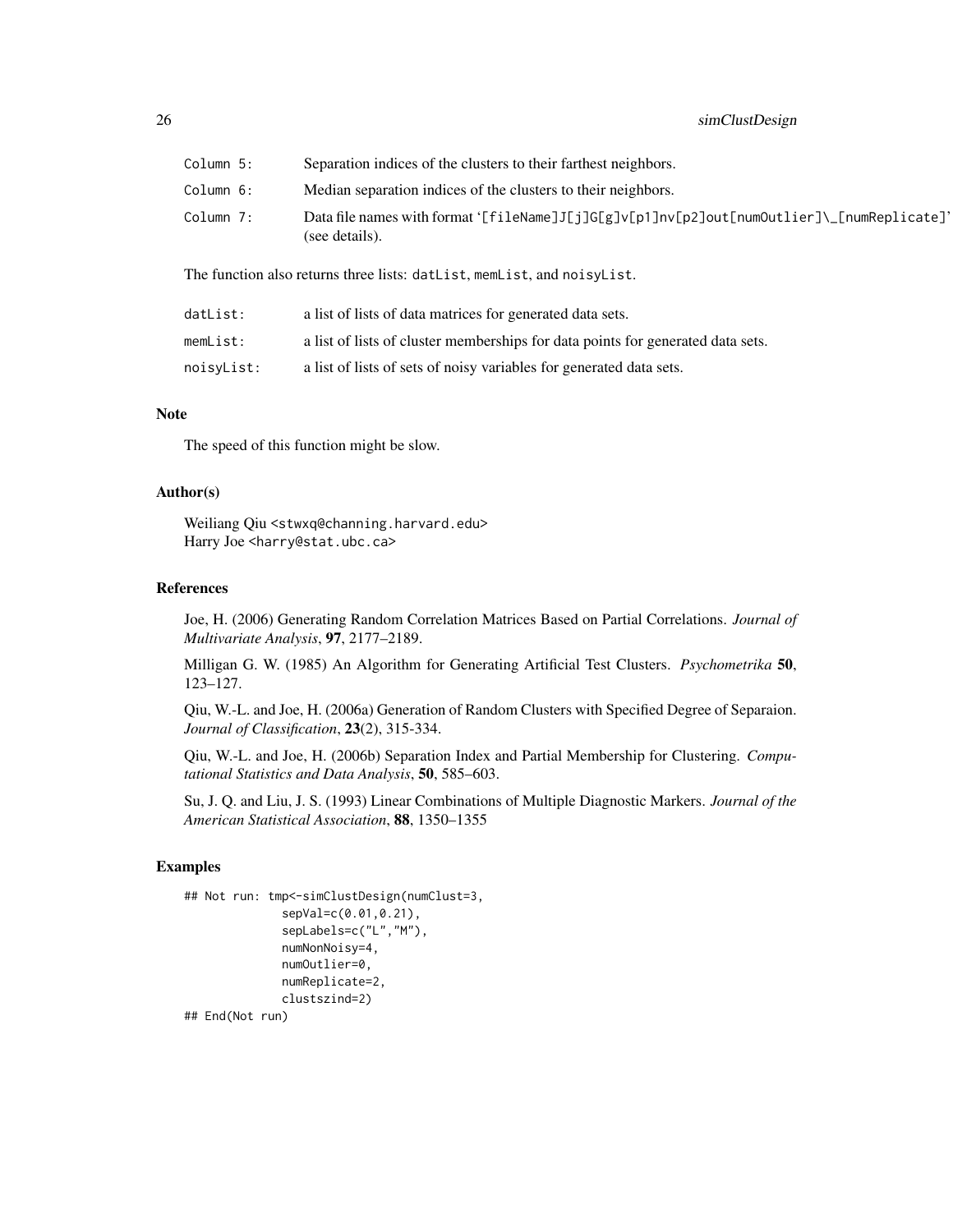| | |
|---|---|
| Column 5: | Separation indices of the clusters to their farthest neighbors. |
| Column 6: | Median separation indices of the clusters to their neighbors. |
| Column 7: | Data file names with format '[fileName]J[j]G[g]v[p1]nv[p2]out[numOutlier]\_[numReplicate]' (see details). |

The function also returns three lists: datList, memList, and noisyList.

| | |
|---|---|
| datList: | a list of lists of data matrices for generated data sets. |
| memList: | a list of lists of cluster memberships for data points for generated data sets. |
| noisyList: | a list of lists of sets of noisy variables for generated data sets. |

## Note

The speed of this function might be slow.

## Author(s)

Weiliang Qiu <stwxq@channing.harvard.edu>
Harry Joe <harry@stat.ubc.ca>

## References

Joe, H. (2006) Generating Random Correlation Matrices Based on Partial Correlations. *Journal of Multivariate Analysis*, **97**, 2177–2189.

Milligan G. W. (1985) An Algorithm for Generating Artificial Test Clusters. *Psychometrika* **50**, 123–127.

Qiu, W.-L. and Joe, H. (2006a) Generation of Random Clusters with Specified Degree of Separaion. *Journal of Classification*, **23**(2), 315-334.

Qiu, W.-L. and Joe, H. (2006b) Separation Index and Partial Membership for Clustering. *Computational Statistics and Data Analysis*, **50**, 585–603.

Su, J. Q. and Liu, J. S. (1993) Linear Combinations of Multiple Diagnostic Markers. *Journal of the American Statistical Association*, **88**, 1350–1355

## Examples

```
## Not run: tmp<-simClustDesign(numClust=3,
             sepVal=c(0.01,0.21),
             sepLabels=c("L","M"),
             numNonNoisy=4,
             numOutlier=0,
             numReplicate=2,
             clustszind=2)
## End(Not run)
```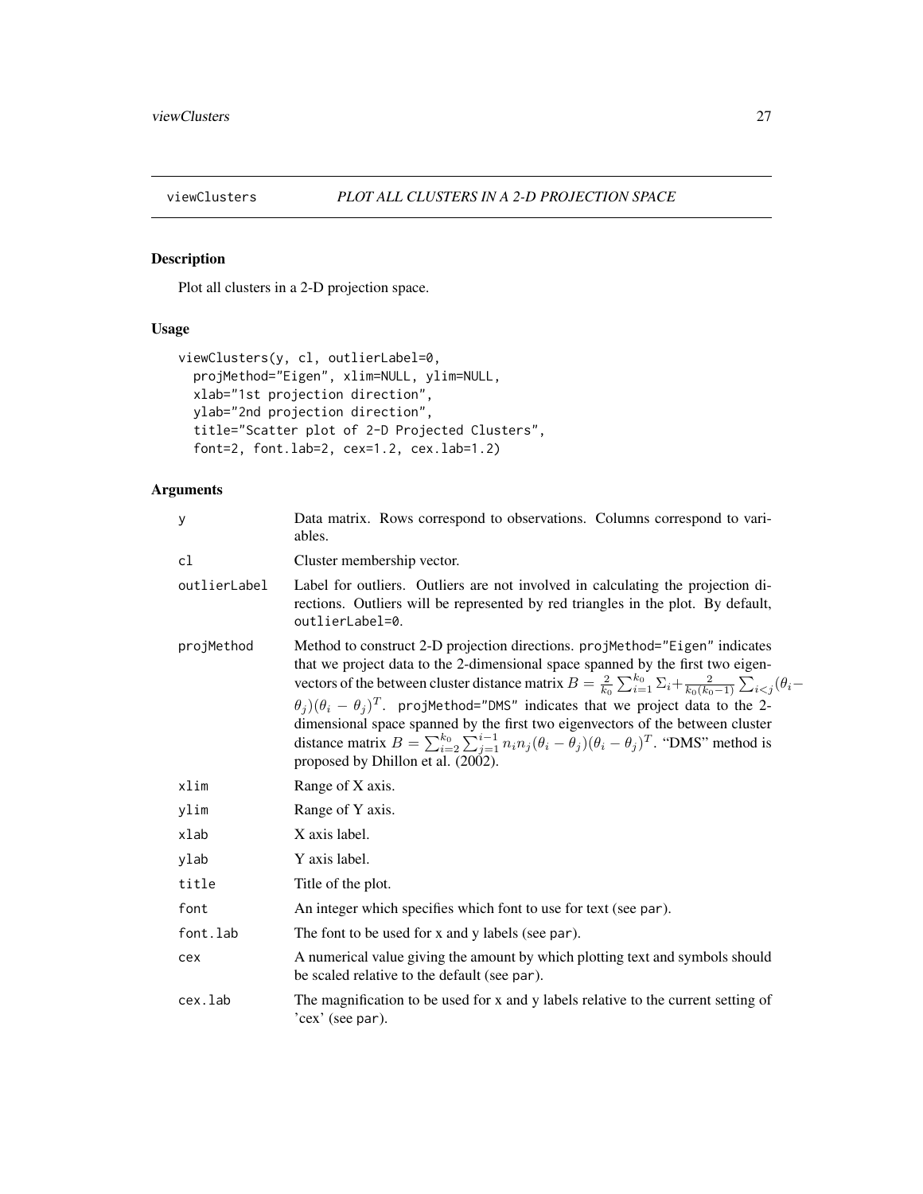## viewClusters — *PLOT ALL CLUSTERS IN A 2-D PROJECTION SPACE*

### Description

Plot all clusters in a 2-D projection space.

### Usage

```
viewClusters(y, cl, outlierLabel=0,
  projMethod="Eigen", xlim=NULL, ylim=NULL,
  xlab="1st projection direction",
  ylab="2nd projection direction",
  title="Scatter plot of 2-D Projected Clusters",
  font=2, font.lab=2, cex=1.2, cex.lab=1.2)
```

### Arguments

| Argument | Description |
|---|---|
| `y` | Data matrix. Rows correspond to observations. Columns correspond to variables. |
| `cl` | Cluster membership vector. |
| `outlierLabel` | Label for outliers. Outliers are not involved in calculating the projection directions. Outliers will be represented by red triangles in the plot. By default, `outlierLabel=0`. |
| `projMethod` | Method to construct 2-D projection directions. `projMethod="Eigen"` indicates that we project data to the 2-dimensional space spanned by the first two eigenvectors of the between cluster distance matrix $B = \frac{2}{k_0}\sum_{i=1}^{k_0}\Sigma_i + \frac{2}{k_0(k_0-1)}\sum_{i<j}(\theta_i - \theta_j)(\theta_i - \theta_j)^T$. `projMethod="DMS"` indicates that we project data to the 2-dimensional space spanned by the first two eigenvectors of the between cluster distance matrix $B = \sum_{i=2}^{k_0}\sum_{j=1}^{i-1} n_i n_j (\theta_i - \theta_j)(\theta_i - \theta_j)^T$. "DMS" method is proposed by Dhillon et al. (2002). |
| `xlim` | Range of X axis. |
| `ylim` | Range of Y axis. |
| `xlab` | X axis label. |
| `ylab` | Y axis label. |
| `title` | Title of the plot. |
| `font` | An integer which specifies which font to use for text (see `par`). |
| `font.lab` | The font to be used for x and y labels (see `par`). |
| `cex` | A numerical value giving the amount by which plotting text and symbols should be scaled relative to the default (see `par`). |
| `cex.lab` | The magnification to be used for x and y labels relative to the current setting of 'cex' (see `par`). |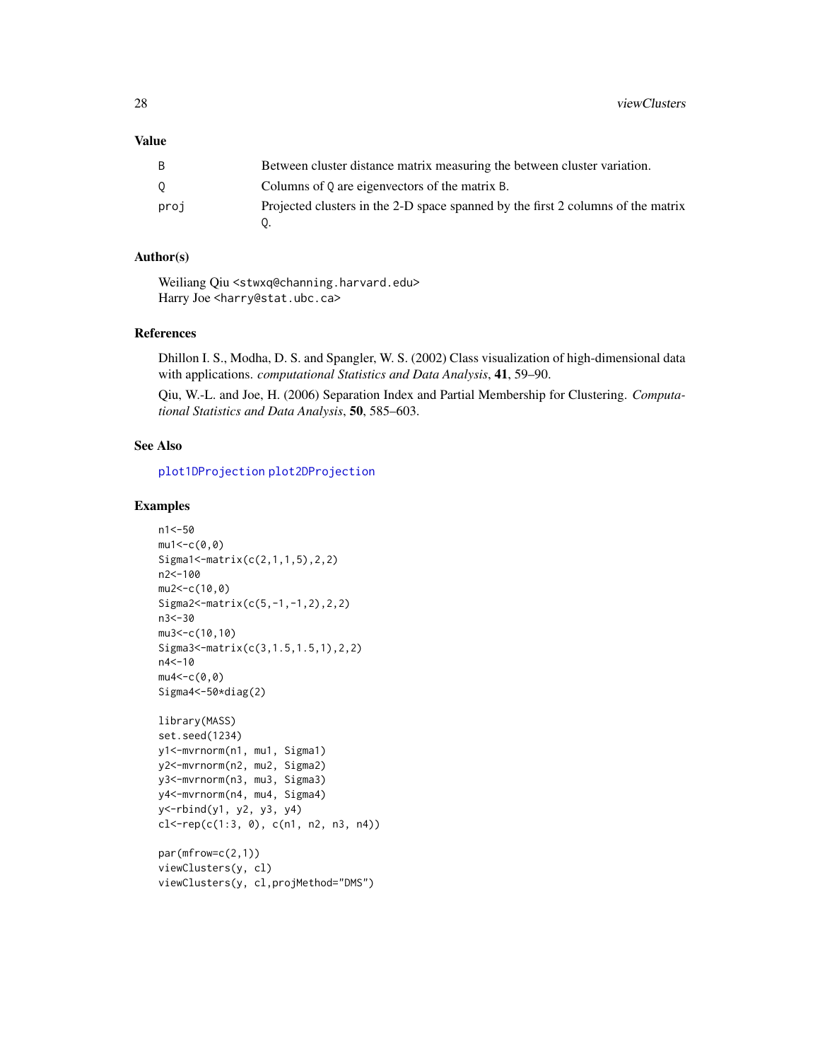## Value

| | |
|---|---|
| B | Between cluster distance matrix measuring the between cluster variation. |
| Q | Columns of Q are eigenvectors of the matrix B. |
| proj | Projected clusters in the 2-D space spanned by the first 2 columns of the matrix Q. |

## Author(s)

Weiliang Qiu <stwxq@channing.harvard.edu>
Harry Joe <harry@stat.ubc.ca>

## References

Dhillon I. S., Modha, D. S. and Spangler, W. S. (2002) Class visualization of high-dimensional data with applications. *computational Statistics and Data Analysis*, **41**, 59–90.

Qiu, W.-L. and Joe, H. (2006) Separation Index and Partial Membership for Clustering. *Computational Statistics and Data Analysis*, **50**, 585–603.

## See Also

plot1DProjection plot2DProjection

## Examples

```
n1<-50
mu1<-c(0,0)
Sigma1<-matrix(c(2,1,1,5),2,2)
n2<-100
mu2<-c(10,0)
Sigma2<-matrix(c(5,-1,-1,2),2,2)
n3<-30
mu3<-c(10,10)
Sigma3<-matrix(c(3,1.5,1.5,1),2,2)
n4<-10
mu4<-c(0,0)
Sigma4<-50*diag(2)

library(MASS)
set.seed(1234)
y1<-mvrnorm(n1, mu1, Sigma1)
y2<-mvrnorm(n2, mu2, Sigma2)
y3<-mvrnorm(n3, mu3, Sigma3)
y4<-mvrnorm(n4, mu4, Sigma4)
y<-rbind(y1, y2, y3, y4)
cl<-rep(c(1:3, 0), c(n1, n2, n3, n4))

par(mfrow=c(2,1))
viewClusters(y, cl)
viewClusters(y, cl,projMethod="DMS")
```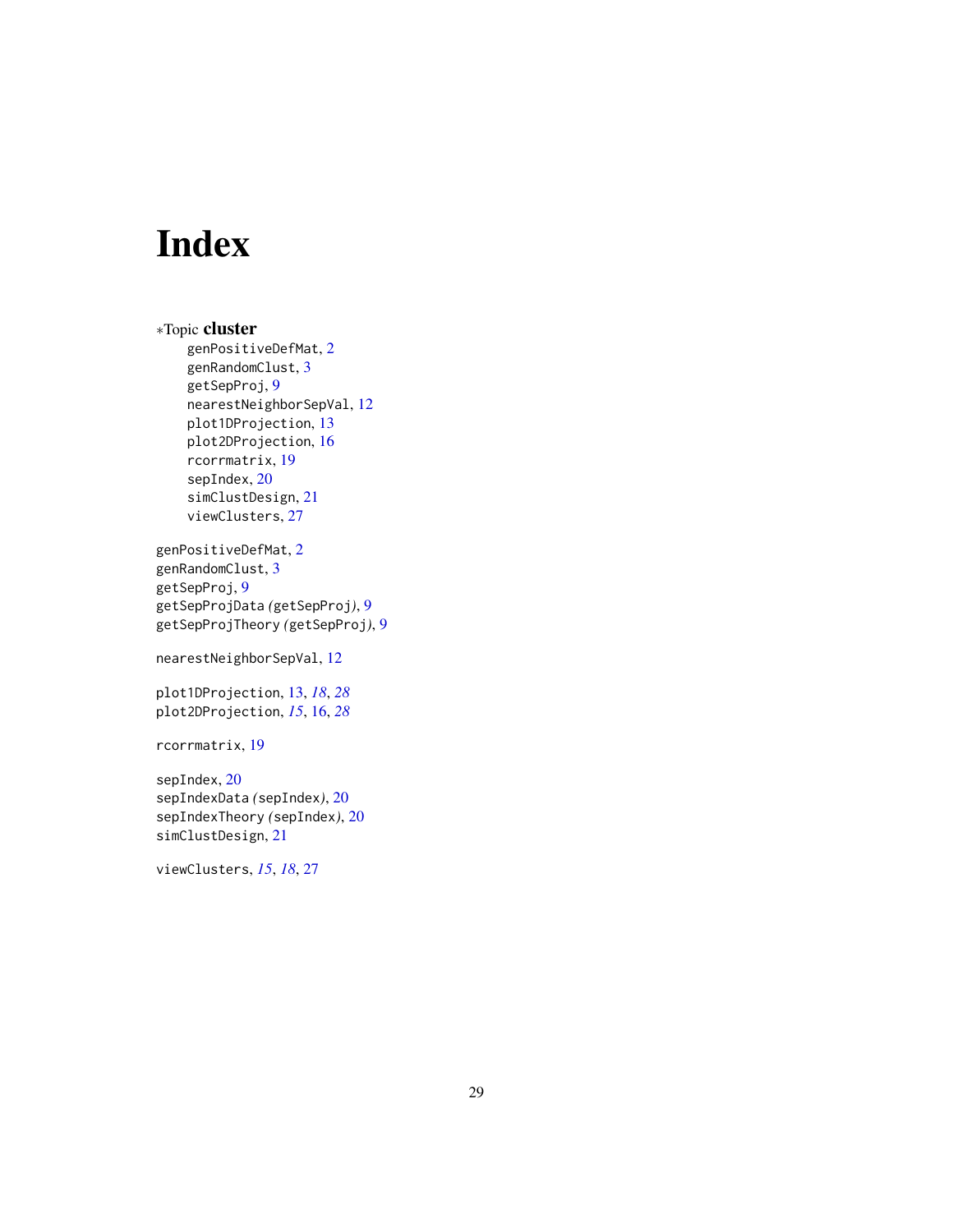# Index

∗Topic **cluster**

- genPositiveDefMat, 2
- genRandomClust, 3
- getSepProj, 9
- nearestNeighborSepVal, 12
- plot1DProjection, 13
- plot2DProjection, 16
- rcorrmatrix, 19
- sepIndex, 20
- simClustDesign, 21
- viewClusters, 27

genPositiveDefMat, 2
genRandomClust, 3
getSepProj, 9
getSepProjData *(*getSepProj*)*, 9
getSepProjTheory *(*getSepProj*)*, 9

nearestNeighborSepVal, 12

plot1DProjection, 13, *18*, *28*
plot2DProjection, *15*, 16, *28*

rcorrmatrix, 19

sepIndex, 20
sepIndexData *(*sepIndex*)*, 20
sepIndexTheory *(*sepIndex*)*, 20
simClustDesign, 21

viewClusters, *15*, *18*, 27